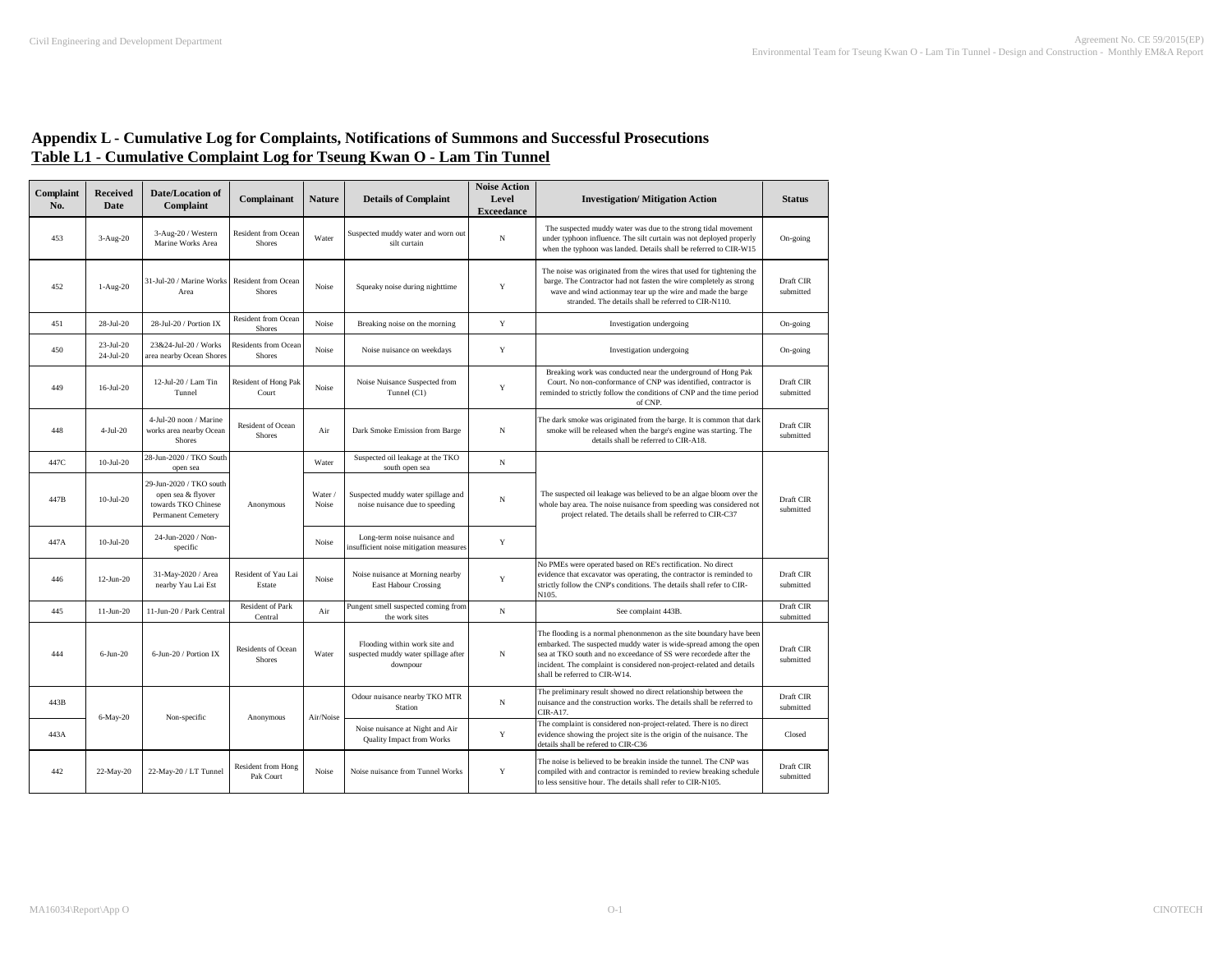## Appendix L - Cumulative Log for Complaints, Notifications of Summons and Successful Prosecutions

## Table L1 - Cumulative Complaint Log for Tseung Kwan O - Lam Tin Tunnel

| Complaint No. | Received Date | Date/Location of Complaint | Complainant | Nature | Details of Complaint | Noise Action Level Exceedance | Investigation/ Mitigation Action | Status |
|---|---|---|---|---|---|---|---|---|
| 453 | 3-Aug-20 | 3-Aug-20 / Western Marine Works Area | Resident from Ocean Shores | Water | Suspected muddy water and worn out silt curtain | N | The suspected muddy water was due to the strong tidal movement under typhoon influence. The silt curtain was not deployed properly when the typhoon was landed. Details shall be referred to CIR-W15 | On-going |
| 452 | 1-Aug-20 | 31-Jul-20 / Marine Works Area | Resident from Ocean Shores | Noise | Squeaky noise during nighttime | Y | The noise was originated from the wires that used for tightening the barge. The Contractor had not fasten the wire completely as strong wave and wind actionmay tear up the wire and made the barge stranded. The details shall be referred to CIR-N110. | Draft CIR submitted |
| 451 | 28-Jul-20 | 28-Jul-20 / Portion IX | Resident from Ocean Shores | Noise | Breaking noise on the morning | Y | Investigation undergoing | On-going |
| 450 | 23-Jul-20 24-Jul-20 | 23&24-Jul-20 / Works area nearby Ocean Shores | Residents from Ocean Shores | Noise | Noise nuisance on weekdays | Y | Investigation undergoing | On-going |
| 449 | 16-Jul-20 | 12-Jul-20 / Lam Tin Tunnel | Resident of Hong Pak Court | Noise | Noise Nuisance Suspected from Tunnel (C1) | Y | Breaking work was conducted near the underground of Hong Pak Court. No non-conformance of CNP was identified, contractor is reminded to strictly follow the conditions of CNP and the time period of CNP. | Draft CIR submitted |
| 448 | 4-Jul-20 | 4-Jul-20 noon / Marine works area nearby Ocean Shores | Resident of Ocean Shores | Air | Dark Smoke Emission from Barge | N | The dark smoke was originated from the barge. It is common that dark smoke will be released when the barge's engine was starting. The details shall be referred to CIR-A18. | Draft CIR submitted |
| 447C | 10-Jul-20 | 28-Jun-2020 / TKO South open sea | Anonymous | Water | Suspected oil leakage at the TKO south open sea | N | The suspected oil leakage was believed to be an algae bloom over the whole bay area. The noise nuisance from speeding was considered not project related. The details shall be referred to CIR-C37 | Draft CIR submitted |
| 447B | 10-Jul-20 | 29-Jun-2020 / TKO south open sea & flyover towards TKO Chinese Permanent Cemetery | | Water / Noise | Suspected muddy water spillage and noise nuisance due to speeding | N | | |
| 447A | 10-Jul-20 | 24-Jun-2020 / Non-specific | | Noise | Long-term noise nuisance and insufficient noise mitigation measures | Y | | |
| 446 | 12-Jun-20 | 31-May-2020 / Area nearby Yau Lai Est | Resident of Yau Lai Estate | Noise | Noise nuisance at Morning nearby East Habour Crossing | Y | No PMEs were operated based on RE's rectification. No direct evidence that excavator was operating, the contractor is reminded to strictly follow the CNP's conditions. The details shall refer to CIR-N105. | Draft CIR submitted |
| 445 | 11-Jun-20 | 11-Jun-20 / Park Central | Resident of Park Central | Air | Pungent smell suspected coming from the work sites | N | See complaint 443B. | Draft CIR submitted |
| 444 | 6-Jun-20 | 6-Jun-20 / Portion IX | Residents of Ocean Shores | Water | Flooding within work site and suspected muddy water spillage after downpour | N | The flooding is a normal phenonmenon as the site boundary have been embarked. The suspected muddy water is wide-spread among the open sea at TKO south and no exceedance of SS were recordede after the incident. The complaint is considered non-project-related and details shall be referred to CIR-W14. | Draft CIR submitted |
| 443B | 6-May-20 | Non-specific | Anonymous | Air/Noise | Odour nuisance nearby TKO MTR Station | N | The preliminary result showed no direct relationship between the nuisance and the construction works. The details shall be referred to CIR-A17. | Draft CIR submitted |
| 443A | | | | | Noise nuisance at Night and Air Quality Impact from Works | Y | The complaint is considered non-project-related. There is no direct evidence showing the project site is the origin of the nuisance. The details shall be refered to CIR-C36 | Closed |
| 442 | 22-May-20 | 22-May-20 / LT Tunnel | Resident from Hong Pak Court | Noise | Noise nuisance from Tunnel Works | Y | The noise is believed to be breakin inside the tunnel. The CNP was compiled with and contractor is reminded to review breaking schedule to less sensitive hour. The details shall refer to CIR-N105. | Draft CIR submitted |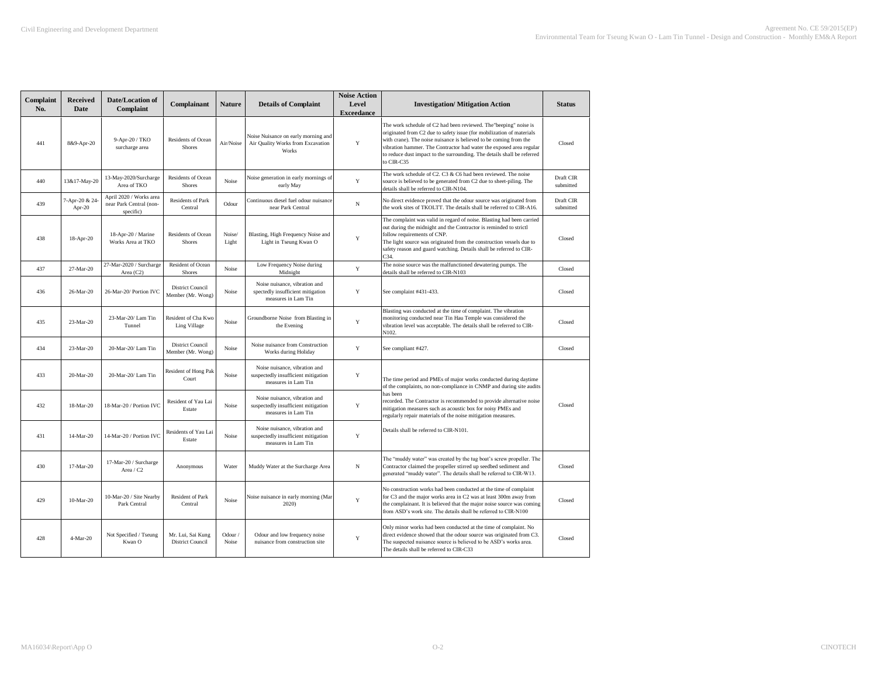| Complaint No. | Received Date | Date/Location of Complaint | Complainant | Nature | Details of Complaint | Noise Action Level Exceedance | Investigation/ Mitigation Action | Status |
|---|---|---|---|---|---|---|---|---|
| 441 | 8&9-Apr-20 | 9-Apr-20 / TKO surcharge area | Residents of Ocean Shores | Air/Noise | Noise Nuisance on early morning and Air Quality Works from Excavation Works | Y | The work schedule of C2 had been reviewed. The"beeping" noise is originated from C2 due to safety issue (for mobilization of materials with crane). The noise nuisance is believed to be coming from the vibration hammer. The Contractor had water the exposed area regular to reduce dust impact to the surrounding. The details shall be referred to CIR-C35 | Closed |
| 440 | 13&17-May-20 | 13-May-2020/Surcharge Area of TKO | Residents of Ocean Shores | Noise | Noise generation in early mornings of early May | Y | The work schedule of C2. C3 & C6 had been reviewed. The noise source is believed to be generated from C2 due to sheet-piling. The details shall be referred to CIR-N104. | Draft CIR submitted |
| 439 | 7-Apr-20 & 24-Apr-20 | April 2020 / Works area near Park Central (non-specific) | Residents of Park Central | Odour | Continuous diesel fuel odour nuisance near Park Central | N | No direct evidence proved that the odour source was originated from the work sites of TKOLTT. The details shall be referred to CIR-A16. | Draft CIR submitted |
| 438 | 18-Apr-20 | 18-Apr-20 / Marine Works Area at TKO | Residents of Ocean Shores | Noise/ Light | Blasting, High Frequency Noise and Light in Tseung Kwan O | Y | The complaint was valid in regard of noise. Blasting had been carried out during the midnight and the Contractor is reminded to strictl follow requirements of CNP.<br>The light source was originated from the construction vessels due to safety reason and guard watching. Details shall be referred to CIR-C34. | Closed |
| 437 | 27-Mar-20 | 27-Mar-2020 / Surcharge Area (C2) | Resident of Ocean Shores | Noise | Low Frequency Noise during Midnight | Y | The noise source was the malfunctioned dewatering pumps. The details shall be referred to CIR-N103 | Closed |
| 436 | 26-Mar-20 | 26-Mar-20/ Portion IVC | District Council Member (Mr. Wong) | Noise | Noise nuisance, vibration and spectedly insufficient mitigation measures in Lam Tin | Y | See complaint #431-433. | Closed |
| 435 | 23-Mar-20 | 23-Mar-20/ Lam Tin Tunnel | Resident of Cha Kwo Ling Village | Noise | Groundborne Noise from Blasting in the Evening | Y | Blasting was conducted at the time of complaint. The vibration monitoring conducted near Tin Hau Temple was considered the vibration level was acceptable. The details shall be referred to CIR-N102. | Closed |
| 434 | 23-Mar-20 | 20-Mar-20/ Lam Tin | District Council Member (Mr. Wong) | Noise | Noise nuisance from Construction Works during Holiday | Y | See compliant #427. | Closed |
| 433 | 20-Mar-20 | 20-Mar-20/ Lam Tin | Resident of Hong Pak Court | Noise | Noise nuisance, vibration and suspectedly insufficient mitigation measures in Lam Tin | Y | The time period and PMEs of major works conducted during daytime of the complaints, no non-compliance in CNMP and during site audits has been<br>recorded. The Contractor is recommended to provide alternative noise mitigation measures such as acoustic box for noisy PMEs and regularly repair materials of the noise mitigation measures.<br>Details shall be referred to CIR-N101. | Closed |
| 432 | 18-Mar-20 | 18-Mar-20 / Portion IVC | Resident of Yau Lai Estate | Noise | Noise nuisance, vibration and suspectedly insufficient mitigation measures in Lam Tin | Y | | |
| 431 | 14-Mar-20 | 14-Mar-20 / Portion IVC | Residents of Yau Lai Estate | Noise | Noise nuisance, vibration and suspectedly insufficient mitigation measures in Lam Tin | Y | | |
| 430 | 17-Mar-20 | 17-Mar-20 / Surcharge Area / C2 | Anonymous | Water | Muddy Water at the Surcharge Area | N | The "muddy water" was created by the tug boat's screw propeller. The Contractor claimed the propeller stirred up seedbed sediment and generated "muddy water". The details shall be referred to CIR-W13. | Closed |
| 429 | 10-Mar-20 | 10-Mar-20 / Site Nearby Park Central | Resident of Park Central | Noise | Noise nuisance in early morning (Mar 2020) | Y | No construction works had been conducted at the time of complaint for C3 and the major works area in C2 was at least 300m away from the complainant. It is believed that the major noise source was coming from ASD's work site. The details shall be referred to CIR-N100 | Closed |
| 428 | 4-Mar-20 | Not Specified / Tseung Kwan O | Mr. Lui, Sai Kung District Council | Odour / Noise | Odour and low frequency noise nuisance from construction site | Y | Only minor works had been conducted at the time of complaint. No direct evidence showed that the odour source was originated from C3. The suspected nuisance source is believed to be ASD's works area. The details shall be referred to CIR-C33 | Closed |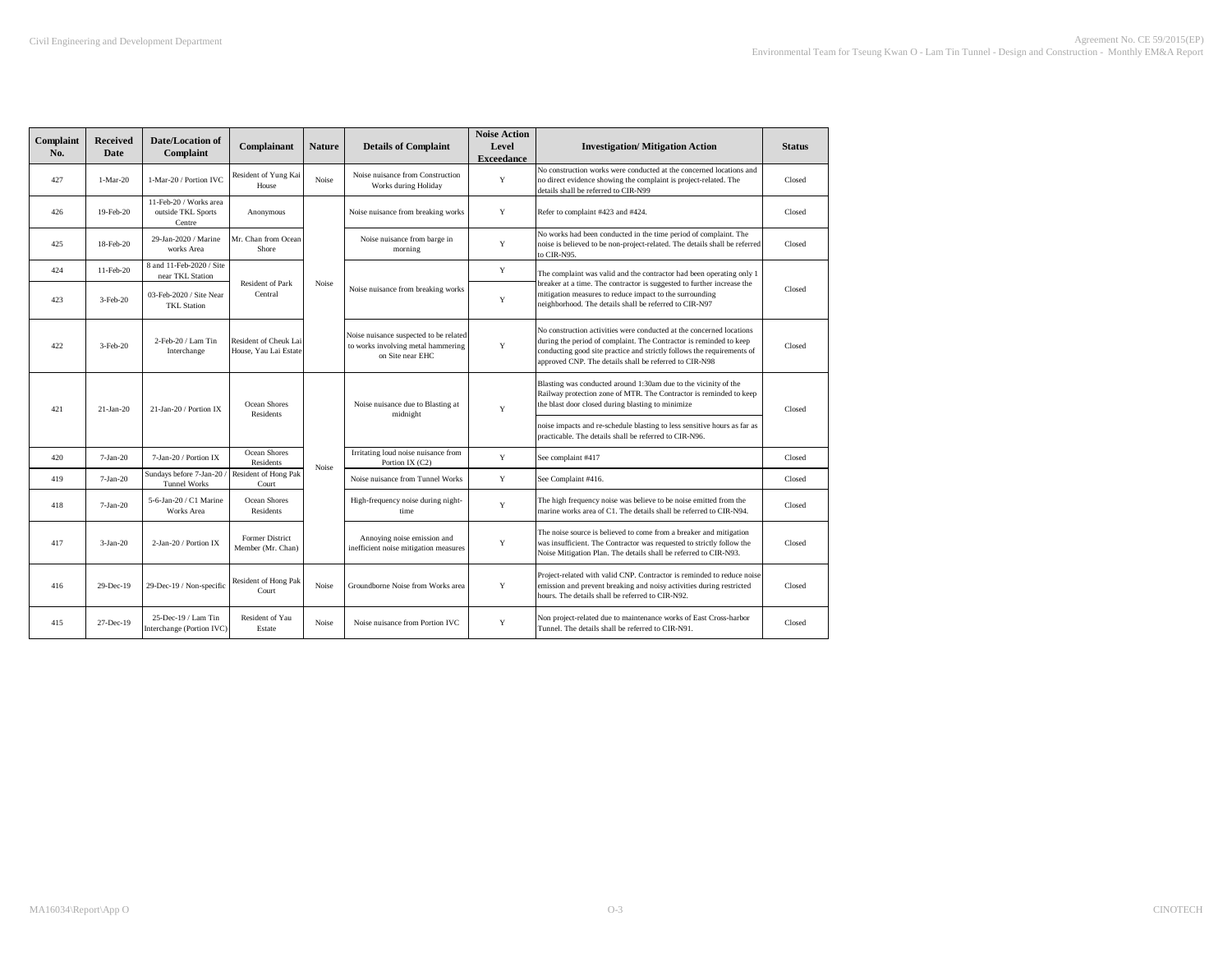| Complaint No. | Received Date | Date/Location of Complaint | Complainant | Nature | Details of Complaint | Noise Action Level Exceedance | Investigation/ Mitigation Action | Status |
|---|---|---|---|---|---|---|---|---|
| 427 | 1-Mar-20 | 1-Mar-20 / Portion IVC | Resident of Yung Kai House | Noise | Noise nuisance from Construction Works during Holiday | Y | No construction works were conducted at the concerned locations and no direct evidence showing the complaint is project-related. The details shall be referred to CIR-N99 | Closed |
| 426 | 19-Feb-20 | 11-Feb-20 / Works area outside TKL Sports Centre | Anonymous | Noise | Noise nuisance from breaking works | Y | Refer to complaint #423 and #424. | Closed |
| 425 | 18-Feb-20 | 29-Jan-2020 / Marine works Area | Mr. Chan from Ocean Shore | Noise | Noise nuisance from barge in morning | Y | No works had been conducted in the time period of complaint. The noise is believed to be non-project-related. The details shall be referred to CIR-N95. | Closed |
| 424 | 11-Feb-20 | 8 and 11-Feb-2020 / Site near TKL Station | Resident of Park Central | Noise | Noise nuisance from breaking works | Y | The complaint was valid and the contractor had been operating only 1 breaker at a time. The contractor is suggested to further increase the mitigation measures to reduce impact to the surrounding neighborhood. The details shall be referred to CIR-N97 | Closed |
| 423 | 3-Feb-20 | 03-Feb-2020 / Site Near TKL Station | Resident of Park Central | Noise | Noise nuisance from breaking works | Y | The complaint was valid and the contractor had been operating only 1 breaker at a time. The contractor is suggested to further increase the mitigation measures to reduce impact to the surrounding neighborhood. The details shall be referred to CIR-N97 | Closed |
| 422 | 3-Feb-20 | 2-Feb-20 / Lam Tin Interchange | Resident of Cheuk Lai House, Yau Lai Estate | Noise | Noise nuisance suspected to be related to works involving metal hammering on Site near EHC | Y | No construction activities were conducted at the concerned locations during the period of complaint. The Contractor is reminded to keep conducting good site practice and strictly follows the requirements of approved CNP. The details shall be referred to CIR-N98 | Closed |
| 421 | 21-Jan-20 | 21-Jan-20 / Portion IX | Ocean Shores Residents | Noise | Noise nuisance due to Blasting at midnight | Y | Blasting was conducted around 1:30am due to the vicinity of the Railway protection zone of MTR. The Contractor is reminded to keep the blast door closed during blasting to minimize noise impacts and re-schedule blasting to less sensitive hours as far as practicable. The details shall be referred to CIR-N96. | Closed |
| 420 | 7-Jan-20 | 7-Jan-20 / Portion IX | Ocean Shores Residents | Noise | Irritating loud noise nuisance from Portion IX (C2) | Y | See complaint #417 | Closed |
| 419 | 7-Jan-20 | Sundays before 7-Jan-20 / Tunnel Works | Resident of Hong Pak Court | Noise | Noise nuisance from Tunnel Works | Y | See Complaint #416. | Closed |
| 418 | 7-Jan-20 | 5-6-Jan-20 / C1 Marine Works Area | Ocean Shores Residents | Noise | High-frequency noise during night-time | Y | The high frequency noise was believe to be noise emitted from the marine works area of C1. The details shall be referred to CIR-N94. | Closed |
| 417 | 3-Jan-20 | 2-Jan-20 / Portion IX | Former District Member (Mr. Chan) | Noise | Annoying noise emission and inefficient noise mitigation measures | Y | The noise source is believed to come from a breaker and mitigation was insufficient. The Contractor was requested to strictly follow the Noise Mitigation Plan. The details shall be referred to CIR-N93. | Closed |
| 416 | 29-Dec-19 | 29-Dec-19 / Non-specific | Resident of Hong Pak Court | Noise | Groundborne Noise from Works area | Y | Project-related with valid CNP. Contractor is reminded to reduce noise emission and prevent breaking and noisy activities during restricted hours. The details shall be referred to CIR-N92. | Closed |
| 415 | 27-Dec-19 | 25-Dec-19 / Lam Tin Interchange (Portion IVC) | Resident of Yau Estate | Noise | Noise nuisance from Portion IVC | Y | Non project-related due to maintenance works of East Cross-harbor Tunnel. The details shall be referred to CIR-N91. | Closed |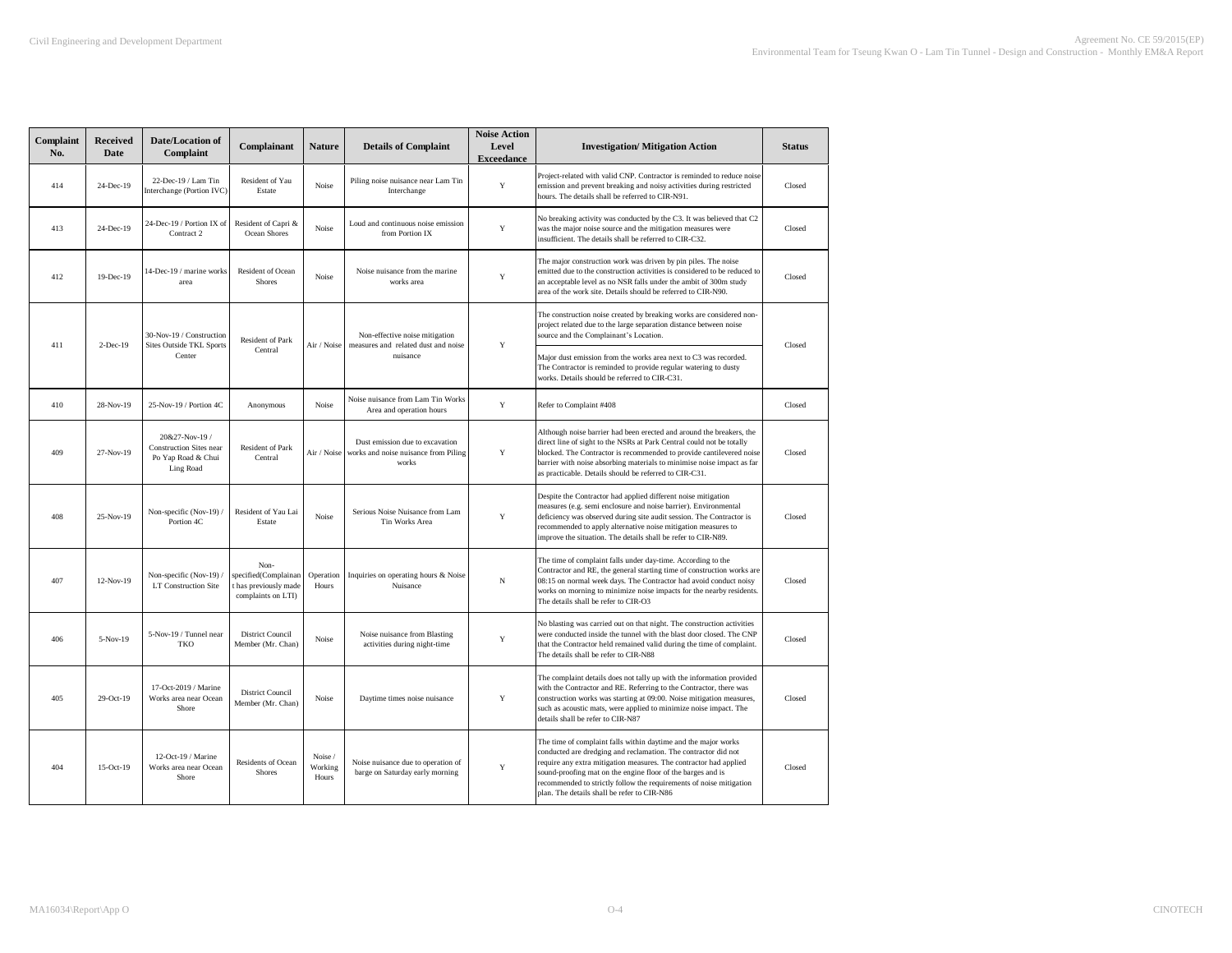| Complaint No. | Received Date | Date/Location of Complaint | Complainant | Nature | Details of Complaint | Noise Action Level Exceedance | Investigation/ Mitigation Action | Status |
|---|---|---|---|---|---|---|---|---|
| 414 | 24-Dec-19 | 22-Dec-19 / Lam Tin Interchange (Portion IVC) | Resident of Yau Estate | Noise | Piling noise nuisance near Lam Tin Interchange | Y | Project-related with valid CNP. Contractor is reminded to reduce noise emission and prevent breaking and noisy activities during restricted hours. The details shall be referred to CIR-N91. | Closed |
| 413 | 24-Dec-19 | 24-Dec-19 / Portion IX of Contract 2 | Resident of Capri & Ocean Shores | Noise | Loud and continuous noise emission from Portion IX | Y | No breaking activity was conducted by the C3. It was believed that C2 was the major noise source and the mitigation measures were insufficient. The details shall be referred to CIR-C32. | Closed |
| 412 | 19-Dec-19 | 14-Dec-19 / marine works area | Resident of Ocean Shores | Noise | Noise nuisance from the marine works area | Y | The major construction work was driven by pin piles. The noise emitted due to the construction activities is considered to be reduced to an acceptable level as no NSR falls under the ambit of 300m study area of the work site. Details should be referred to CIR-N90. | Closed |
| 411 | 2-Dec-19 | 30-Nov-19 / Construction Sites Outside TKL Sports Center | Resident of Park Central | Air / Noise | Non-effective noise mitigation measures and related dust and noise nuisance | Y | The construction noise created by breaking works are considered non-project related due to the large separation distance between noise source and the Complainant's Location.<br><br>Major dust emission from the works area next to C3 was recorded. The Contractor is reminded to provide regular watering to dusty works. Details should be referred to CIR-C31. | Closed |
| 410 | 28-Nov-19 | 25-Nov-19 / Portion 4C | Anonymous | Noise | Noise nuisance from Lam Tin Works Area and operation hours | Y | Refer to Complaint #408 | Closed |
| 409 | 27-Nov-19 | 20&27-Nov-19 / Construction Sites near Po Yap Road & Chui Ling Road | Resident of Park Central | Air / Noise | Dust emission due to excavation works and noise nuisance from Piling works | Y | Although noise barrier had been erected and around the breakers, the direct line of sight to the NSRs at Park Central could not be totally blocked. The Contractor is recommended to provide cantilevered noise barrier with noise absorbing materials to minimise noise impact as far as practicable. Details should be referred to CIR-C31. | Closed |
| 408 | 25-Nov-19 | Non-specific (Nov-19) / Portion 4C | Resident of Yau Lai Estate | Noise | Serious Noise Nuisance from Lam Tin Works Area | Y | Despite the Contractor had applied different noise mitigation measures (e.g. semi enclosure and noise barrier). Environmental deficiency was observed during site audit session. The Contractor is recommended to apply alternative noise mitigation measures to improve the situation. The details shall be refer to CIR-N89. | Closed |
| 407 | 12-Nov-19 | Non-specific (Nov-19) / LT Construction Site | Non-specified(Complainant has previously made complaints on LTI) | Operation Hours | Inquiries on operating hours & Noise Nuisance | N | The time of complaint falls under day-time. According to the Contractor and RE, the general starting time of construction works are 08:15 on normal week days. The Contractor had avoid conduct noisy works on morning to minimize noise impacts for the nearby residents. The details shall be refer to CIR-O3 | Closed |
| 406 | 5-Nov-19 | 5-Nov-19 / Tunnel near TKO | District Council Member (Mr. Chan) | Noise | Noise nuisance from Blasting activities during night-time | Y | No blasting was carried out on that night. The construction activities were conducted inside the tunnel with the blast door closed. The CNP that the Contractor held remained valid during the time of complaint. The details shall be refer to CIR-N88 | Closed |
| 405 | 29-Oct-19 | 17-Oct-2019 / Marine Works area near Ocean Shore | District Council Member (Mr. Chan) | Noise | Daytime times noise nuisance | Y | The complaint details does not tally up with the information provided with the Contractor and RE. Referring to the Contractor, there was construction works was starting at 09:00. Noise mitigation measures, such as acoustic mats, were applied to minimize noise impact. The details shall be refer to CIR-N87 | Closed |
| 404 | 15-Oct-19 | 12-Oct-19 / Marine Works area near Ocean Shore | Residents of Ocean Shores | Noise / Working Hours | Noise nuisance due to operation of barge on Saturday early morning | Y | The time of complaint falls within daytime and the major works conducted are dredging and reclamation. The contractor did not require any extra mitigation measures. The contractor had applied sound-proofing mat on the engine floor of the barges and is recommended to strictly follow the requirements of noise mitigation plan. The details shall be refer to CIR-N86 | Closed |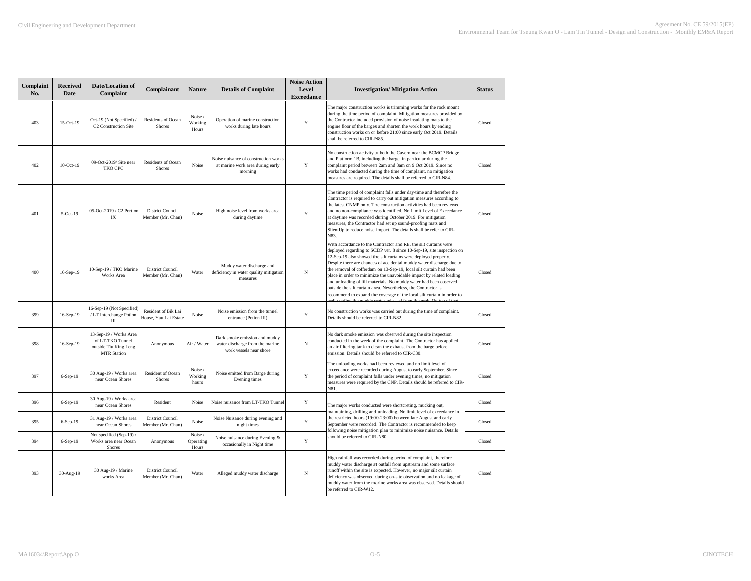| Complaint No. | Received Date | Date/Location of Complaint | Complainant | Nature | Details of Complaint | Noise Action Level Exceedance | Investigation/ Mitigation Action | Status |
|---|---|---|---|---|---|---|---|---|
| 403 | 15-Oct-19 | Oct-19 (Not Specified) / C2 Construction Site | Residents of Ocean Shores | Noise / Working Hours | Operation of marine construction works during late hours | Y | The major construction works is trimming works for the rock mount during the time period of complaint. Mitigation measures provided by the Contractor included provision of noise insulating mats to the engine floor of the barges and shorten the work hours by ending construction works on or before 21:00 since early Oct 2019. Details shall be referred to CIR-N85. | Closed |
| 402 | 10-Oct-19 | 09-Oct-2019/ Site near TKO CPC | Residents of Ocean Shores | Noise | Noise nuisance of construction works at marine work area during early morning | Y | No construction activity at both the Cavern near the BCMCP Bridge and Platform 1B, including the barge, in particular during the complaint period between 2am and 3am on 9 Oct 2019. Since no works had conducted during the time of complaint, no mitigation measures are required. The details shall be referred to CIR-N84. | Closed |
| 401 | 5-Oct-19 | 05-Oct-2019 / C2 Portion IX | District Council Member (Mr. Chan) | Noise | High noise level from works area during daytime | Y | The time period of complaint falls under day-time and therefore the Contractor is required to carry out mitigation measures according to the latest CNMP only. The construction activities had been reviewed and no non-compliance was identified. No Limit Level of Exceedance at daytime was recorded during October 2019. For mitigation measures, the Contractor had set up sound-proofing mats and SlientUp to reduce noise impact. The details shall be refer to CIR-N83. | Closed |
| 400 | 16-Sep-19 | 10-Sep-19 / TKO Marine Works Area | District Council Member (Mr. Chan) | Water | Muddy water discharge and deficiency in water quality mitigation measures | N | With accordance to the Contractor and RE, the silt curtains were deployed regarding to SCDP ver. 8 since 10-Sep-19, site inspection on 12-Sep-19 also showed the silt curtains were deployed properly. Despite there are chances of accidental muddy water discharge due to the removal of cofferdam on 13-Sep-19, local silt curtain had been place in order to minimize the unavoidable impact by related loading and unloading of fill materials. No muddy water had been observed outside the silt curtain area. Nevertheless, the Contractor is recommend to expand the coverage of the local silt curtain in order to well-confine the muddy water released from the grab. On top of that | Closed |
| 399 | 16-Sep-19 | 16-Sep-19 (Not Specified) / LT Interchange Potion III | Resident of Bik Lai House, Yau Lai Estate | Noise | Noise emission from the tunnel entrance (Potion III) | Y | No construction works was carried out during the time of complaint. Details should be referred to CIR-N82. | Closed |
| 398 | 16-Sep-19 | 13-Sep-19 / Works Area of LT-TKO Tunnel outside Tiu King Leng MTR Station | Anonymous | Air / Water | Dark smoke emission and muddy water discharge from the marine work vessels near shore | N | No dark smoke emission was observed during the site inspection conducted in the week of the complaint. The Contractor has applied an air filtering tank to clean the exhaust from the barge before emission. Details should be referred to CIR-C30. | Closed |
| 397 | 6-Sep-19 | 30 Aug-19 / Works area near Ocean Shores | Resident of Ocean Shores | Noise / Working hours | Noise emitted from Barge during Evening times | Y | The unloading works had been reviewed and no limit level of exceedance were recorded during August to early September. Since the period of complaint falls under evening times, no mitigation measures were required by the CNP. Details should be referred to CIR-N81. | Closed |
| 396 | 6-Sep-19 | 30 Aug-19 / Works area near Ocean Shores | Resident | Noise | Noise nuisance from LT-TKO Tunnel | Y | The major works conducted were shortcreting, mucking out, maintaining, drilling and unloading. No limit level of exceedance in the restricted hours (19:00-23:00) between late August and early September were recorded. The Contractor is recommended to keep following noise mitigation plan to minimize noise nuisance. Details should be referred to CIR-N80. | Closed |
| 395 | 6-Sep-19 | 31 Aug-19 / Works area near Ocean Shores | District Council Member (Mr. Chan) | Noise | Noise Nuisance during evening and night times | Y | | Closed |
| 394 | 6-Sep-19 | Not specified (Sep-19) / Works area near Ocean Shores | Anonymous | Noise / Operating Hours | Noise nuisance during Evening & occasionally in Night time | Y | | Closed |
| 393 | 30-Aug-19 | 30 Aug-19 / Marine works Area | District Council Member (Mr. Chan) | Water | Alleged muddy water discharge | N | High rainfall was recorded during period of complaint, therefore muddy water discharge at outfall from upstream and some surface runoff within the site is expected. However, no major silt curtain deficiency was observed during on-site observation and no leakage of muddy water from the marine works area was observed. Details should be referred to CIR-W12. | Closed |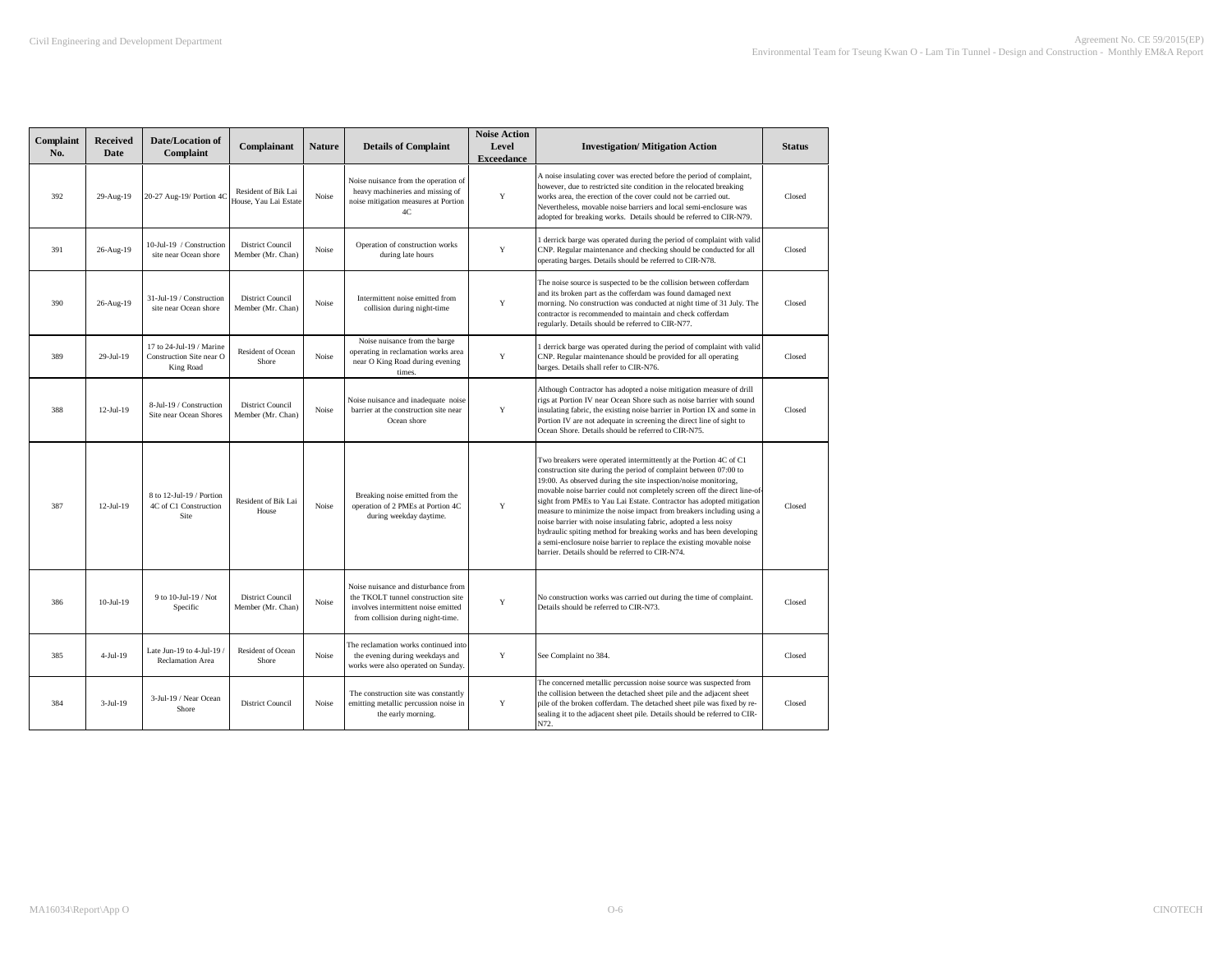| Complaint No. | Received Date | Date/Location of Complaint | Complainant | Nature | Details of Complaint | Noise Action Level Exceedance | Investigation/ Mitigation Action | Status |
|---|---|---|---|---|---|---|---|---|
| 392 | 29-Aug-19 | 20-27 Aug-19/ Portion 4C | Resident of Bik Lai House, Yau Lai Estate | Noise | Noise nuisance from the operation of heavy machineries and missing of noise mitigation measures at Portion 4C | Y | A noise insulating cover was erected before the period of complaint, however, due to restricted site condition in the relocated breaking works area, the erection of the cover could not be carried out. Nevertheless, movable noise barriers and local semi-enclosure was adopted for breaking works. Details should be referred to CIR-N79. | Closed |
| 391 | 26-Aug-19 | 10-Jul-19 / Construction site near Ocean shore | District Council Member (Mr. Chan) | Noise | Operation of construction works during late hours | Y | 1 derrick barge was operated during the period of complaint with valid CNP. Regular maintenance and checking should be conducted for all operating barges. Details should be referred to CIR-N78. | Closed |
| 390 | 26-Aug-19 | 31-Jul-19 / Construction site near Ocean shore | District Council Member (Mr. Chan) | Noise | Intermittent noise emitted from collision during night-time | Y | The noise source is suspected to be the collision between cofferdam and its broken part as the cofferdam was found damaged next morning. No construction was conducted at night time of 31 July. The contractor is recommended to maintain and check cofferdam regularly. Details should be referred to CIR-N77. | Closed |
| 389 | 29-Jul-19 | 17 to 24-Jul-19 / Marine Construction Site near O King Road | Resident of Ocean Shore | Noise | Noise nuisance from the barge operating in reclamation works area near O King Road during evening times. | Y | 1 derrick barge was operated during the period of complaint with valid CNP. Regular maintenance should be provided for all operating barges. Details shall refer to CIR-N76. | Closed |
| 388 | 12-Jul-19 | 8-Jul-19 / Construction Site near Ocean Shores | District Council Member (Mr. Chan) | Noise | Noise nuisance and inadequate noise barrier at the construction site near Ocean shore | Y | Although Contractor has adopted a noise mitigation measure of drill rigs at Portion IV near Ocean Shore such as noise barrier with sound insulating fabric, the existing noise barrier in Portion IX and some in Portion IV are not adequate in screening the direct line of sight to Ocean Shore. Details should be referred to CIR-N75. | Closed |
| 387 | 12-Jul-19 | 8 to 12-Jul-19 / Portion 4C of C1 Construction Site | Resident of Bik Lai House | Noise | Breaking noise emitted from the operation of 2 PMEs at Portion 4C during weekday daytime. | Y | Two breakers were operated intermittently at the Portion 4C of C1 construction site during the period of complaint between 07:00 to 19:00. As observed during the site inspection/noise monitoring, movable noise barrier could not completely screen off the direct line-of-sight from PMEs to Yau Lai Estate. Contractor has adopted mitigation measure to minimize the noise impact from breakers including using a noise barrier with noise insulating fabric, adopted a less noisy hydraulic spiting method for breaking works and has been developing a semi-enclosure noise barrier to replace the existing movable noise barrier. Details should be referred to CIR-N74. | Closed |
| 386 | 10-Jul-19 | 9 to 10-Jul-19 / Not Specific | District Council Member (Mr. Chan) | Noise | Noise nuisance and disturbance from the TKOLT tunnel construction site involves intermittent noise emitted from collision during night-time. | Y | No construction works was carried out during the time of complaint. Details should be referred to CIR-N73. | Closed |
| 385 | 4-Jul-19 | Late Jun-19 to 4-Jul-19 / Reclamation Area | Resident of Ocean Shore | Noise | The reclamation works continued into the evening during weekdays and works were also operated on Sunday. | Y | See Complaint no 384. | Closed |
| 384 | 3-Jul-19 | 3-Jul-19 / Near Ocean Shore | District Council | Noise | The construction site was constantly emitting metallic percussion noise in the early morning. | Y | The concerned metallic percussion noise source was suspected from the collision between the detached sheet pile and the adjacent sheet pile of the broken cofferdam. The detached sheet pile was fixed by re-sealing it to the adjacent sheet pile. Details should be referred to CIR-N72. | Closed |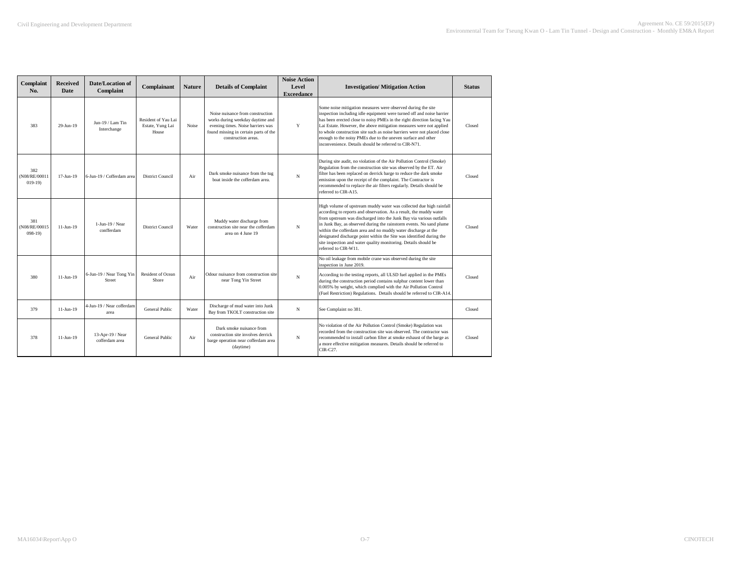| Complaint No. | Received Date | Date/Location of Complaint | Complainant | Nature | Details of Complaint | Noise Action Level Exceedance | Investigation/ Mitigation Action | Status |
|---|---|---|---|---|---|---|---|---|
| 383 | 29-Jun-19 | Jun-19 / Lam Tin Interchange | Resident of Yau Lai Estate, Yung Lai House | Noise | Noise nuisance from construction works during weekday daytime and evening times. Noise barriers was found missing in certain parts of the construction areas. | Y | Some noise mitigation measures were observed during the site inspection including idle equipment were turned off and noise barrier has been erected close to noisy PMEs in the right direction facing Yau Lai Estate. However, the above mitigation measures were not applied to whole construction site such as noise barriers were not placed close enough to the noisy PMEs due to the uneven surface and other inconvenience. Details should be referred to CIR-N71. | Closed |
| 382 (N08/RE/00011019-19) | 17-Jun-19 | 6-Jun-19 / Cofferdam area | District Council | Air | Dark smoke nuisance from the tug boat inside the cofferdam area. | N | During site audit, no violation of the Air Pollution Control (Smoke) Regulation from the construction site was observed by the ET. Air filter has been replaced on derrick barge to reduce the dark smoke emission upon the receipt of the complaint. The Contractor is recommended to replace the air filters regularly. Details should be referred to CIR-A15. | Closed |
| 381 (N08/RE/00015098-19) | 11-Jun-19 | 1-Jun-19 / Near confferdam | District Council | Water | Muddy water discharge from construction site near the cofferdam area on 4 June 19 | N | High volume of upstream muddy water was collected due high rainfall according to reports and observation. As a result, the muddy water from upstream was discharged into the Junk Bay via various outfalls in Junk Bay, as observed during the rainstorm events. No sand plume within the cofferdam area and no muddy water discharge at the designated discharge point within the Site was identified during the site inspection and water quality monitoring. Details should be referred to CIR-W11. | Closed |
| 380 | 11-Jun-19 | 6-Jun-19 / Near Tong Yin Street | Resident of Ocean Shore | Air | Odour nuisance from construction site near Tong Yin Street | N | No oil leakage from mobile crane was observed during the site inspection in June 2019. According to the testing reports, all ULSD fuel applied in the PMEs during the construction period contains sulphur content lower than 0.005% by weight, which complied with the Air Pollution Control (Fuel Restriction) Regulations. Details should be referred to CIR-A14. | Closed |
| 379 | 11-Jun-19 | 4-Jun-19 / Near cofferdam area | General Public | Water | Discharge of mud water into Junk Bay from TKOLT construction site | N | See Complaint no 381. | Closed |
| 378 | 11-Jun-19 | 13-Apr-19 / Near cofferdam area | General Public | Air | Dark smoke nuisance from construction site involves derrick barge operation near cofferdam area (daytime) | N | No violation of the Air Pollution Control (Smoke) Regulation was recorded from the construction site was observed. The contractor was recommended to install carbon filter at smoke exhaust of the barge as a more effective mitigation measures. Details should be referred to CIR-C27. | Closed |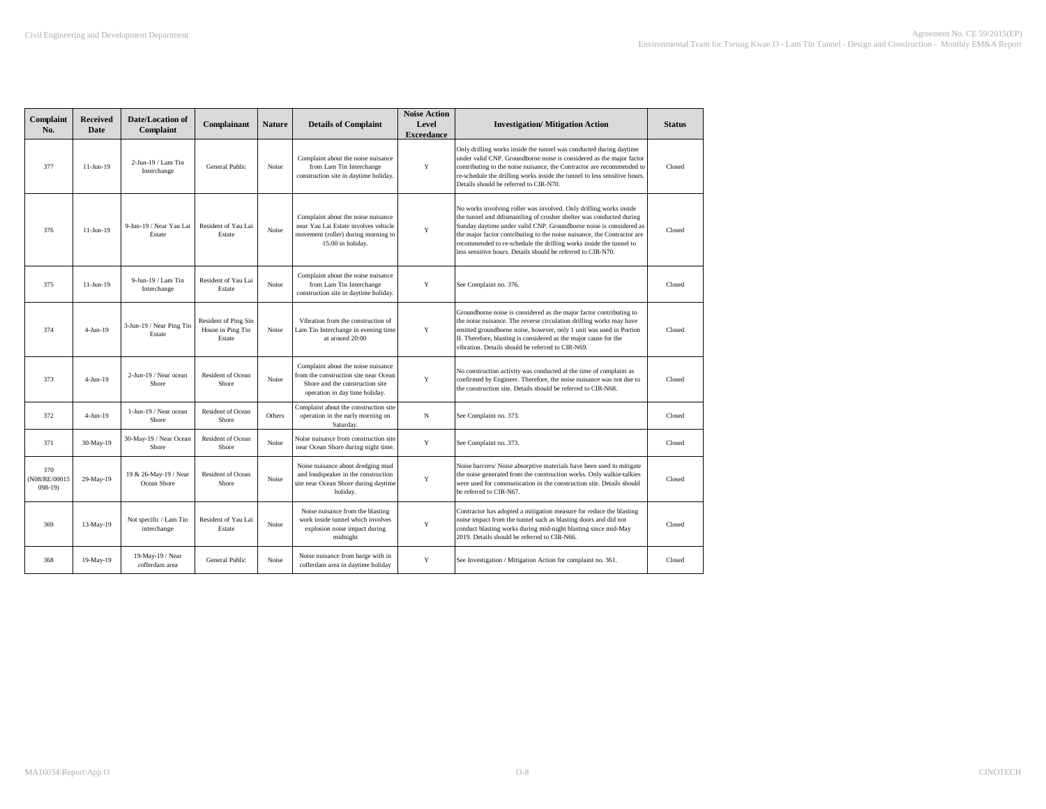| Complaint No. | Received Date | Date/Location of Complaint | Complainant | Nature | Details of Complaint | Noise Action Level Exceedance | Investigation/ Mitigation Action | Status |
|---|---|---|---|---|---|---|---|---|
| 377 | 11-Jun-19 | 2-Jun-19 / Lam Tin Interchange | General Public | Noise | Complaint about the noise nuisance from Lam Tin Interchange construction site in daytime holiday. | Y | Only drilling works inside the tunnel was conducted during daytime under valid CNP. Groundborne noise is considered as the major factor contributing to the noise nuisance, the Contractor are recommended to re-schedule the drilling works inside the tunnel to less sensitive hours. Details should be referred to CIR-N70. | Closed |
| 376 | 11-Jun-19 | 9-Jun-19 / Near Yau Lai Estate | Resident of Yau Lai Estate | Noise | Complaint about the noise nuisance near Yau Lai Estate involves vehicle movement (roller) during morning to 15:00 in holiday. | Y | No works involving roller was involved. Only drilling works inside the tunnel and ddismantling of crusher shelter was conducted during Sunday daytime under valid CNP. Groundborne noise is considered as the major factor contributing to the noise nuisance, the Contractor are recommended to re-schedule the drilling works inside the tunnel to less sensitive hours. Details should be referred to CIR-N70. | Closed |
| 375 | 11-Jun-19 | 9-Jun-19 / Lam Tin Interchange | Resident of Yau Lai Estate | Noise | Complaint about the noise nuisance from Lam Tin Interchange construction site in daytime holiday. | Y | See Complaint no. 376. | Closed |
| 374 | 4-Jun-19 | 3-Jun-19 / Near Ping Tin Estate | Resident of Ping Sin House in Ping Tin Estate | Noise | Vibration from the construction of Lam Tin Interchange in evening time at around 20:00 | Y | Groundborne noise is considered as the major factor contributing to the noise nuisance. The reverse circulation drilling works may have emitted groundborne noise, however, only 1 unit was used in Portion II. Therefore, blasting is considered as the major cause for the vibration. Details should be referred to CIR-N69. | Closed |
| 373 | 4-Jun-19 | 2-Jun-19 / Near ocean Shore | Resident of Ocean Shore | Noise | Complaint about the noise nuisance from the construction site near Ocean Shore and the construction site operation in day time holiday. | Y | No construction activity was conducted at the time of complaint as confirmed by Engineer. Therefore, the noise nuisance was not due to the construction site. Details should be referred to CIR-N68. | Closed |
| 372 | 4-Jun-19 | 1-Jun-19 / Near ocean Shore | Resident of Ocean Shore | Others | Complaint about the construction site operation in the early morning on Saturday. | N | See Complaint no. 373. | Closed |
| 371 | 30-May-19 | 30-May-19 / Near Ocean Shore | Resident of Ocean Shore | Noise | Noise nuisance from construction site near Ocean Shore during night time. | Y | See Complaint no. 373. | Closed |
| 370 (N08/RE/00015098-19) | 29-May-19 | 19 & 26-May-19 / Near Ocean Shore | Resident of Ocean Shore | Noise | Noise nuisance about dredging mud and loudspeaker in the construction site near Ocean Shore during daytime holiday. | Y | Noise barriers/ Noise absorptive materials have been used to mitigate the noise generated from the construction works. Only walkie-talkies were used for communication in the construction site. Details should be referred to CIR-N67. | Closed |
| 369 | 13-May-19 | Not specific / Lam Tin interchange | Resident of Yau Lai Estate | Noise | Noise nuisance from the blasting work inside tunnel which involves explosion noise impact during midnight | Y | Contractor has adopted a mitigation measure for reduce the blasting noise impact from the tunnel such as blasting doors and did not conduct blasting works during mid-night blasting since mid-May 2019. Details should be referred to CIR-N66. | Closed |
| 368 | 19-May-19 | 19-May-19 / Near cofferdam area | General Public | Noise | Noise nuisance from barge with in cofferdam area in daytime holiday | Y | See Investigation / Mitigation Action for complaint no. 361. | Closed |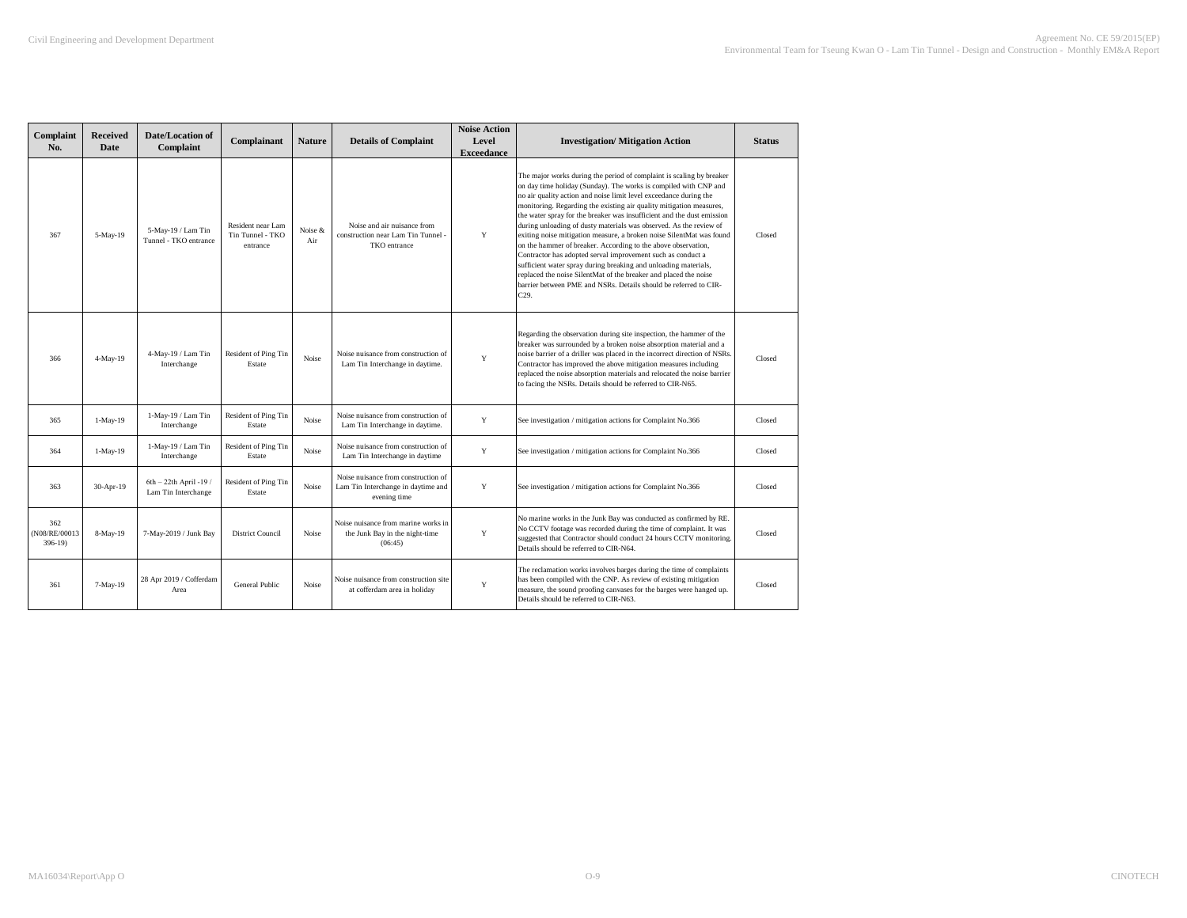| Complaint No. | Received Date | Date/Location of Complaint | Complainant | Nature | Details of Complaint | Noise Action Level Exceedance | Investigation/ Mitigation Action | Status |
|---|---|---|---|---|---|---|---|---|
| 367 | 5-May-19 | 5-May-19 / Lam Tin Tunnel - TKO entrance | Resident near Lam Tin Tunnel - TKO entrance | Noise & Air | Noise and air nuisance from construction near Lam Tin Tunnel - TKO entrance | Y | The major works during the period of complaint is scaling by breaker on day time holiday (Sunday). The works is compiled with CNP and no air quality action and noise limit level exceedance during the monitoring. Regarding the existing air quality mitigation measures, the water spray for the breaker was insufficient and the dust emission during unloading of dusty materials was observed. As the review of exiting noise mitigation measure, a broken noise SilentMat was found on the hammer of breaker. According to the above observation, Contractor has adopted serval improvement such as conduct a sufficient water spray during breaking and unloading materials, replaced the noise SilentMat of the breaker and placed the noise barrier between PME and NSRs. Details should be referred to CIR-C29. | Closed |
| 366 | 4-May-19 | 4-May-19 / Lam Tin Interchange | Resident of Ping Tin Estate | Noise | Noise nuisance from construction of Lam Tin Interchange in daytime. | Y | Regarding the observation during site inspection, the hammer of the breaker was surrounded by a broken noise absorption material and a noise barrier of a driller was placed in the incorrect direction of NSRs. Contractor has improved the above mitigation measures including replaced the noise absorption materials and relocated the noise barrier to facing the NSRs. Details should be referred to CIR-N65. | Closed |
| 365 | 1-May-19 | 1-May-19 / Lam Tin Interchange | Resident of Ping Tin Estate | Noise | Noise nuisance from construction of Lam Tin Interchange in daytime. | Y | See investigation / mitigation actions for Complaint No.366 | Closed |
| 364 | 1-May-19 | 1-May-19 / Lam Tin Interchange | Resident of Ping Tin Estate | Noise | Noise nuisance from construction of Lam Tin Interchange in daytime | Y | See investigation / mitigation actions for Complaint No.366 | Closed |
| 363 | 30-Apr-19 | 6th – 22th April -19 / Lam Tin Interchange | Resident of Ping Tin Estate | Noise | Noise nuisance from construction of Lam Tin Interchange in daytime and evening time | Y | See investigation / mitigation actions for Complaint No.366 | Closed |
| 362 (N08/RE/00013396-19) | 8-May-19 | 7-May-2019 / Junk Bay | District Council | Noise | Noise nuisance from marine works in the Junk Bay in the night-time (06:45) | Y | No marine works in the Junk Bay was conducted as confirmed by RE. No CCTV footage was recorded during the time of complaint. It was suggested that Contractor should conduct 24 hours CCTV monitoring. Details should be referred to CIR-N64. | Closed |
| 361 | 7-May-19 | 28 Apr 2019 / Cofferdam Area | General Public | Noise | Noise nuisance from construction site at cofferdam area in holiday | Y | The reclamation works involves barges during the time of complaints has been compiled with the CNP. As review of existing mitigation measure, the sound proofing canvases for the barges were hanged up. Details should be referred to CIR-N63. | Closed |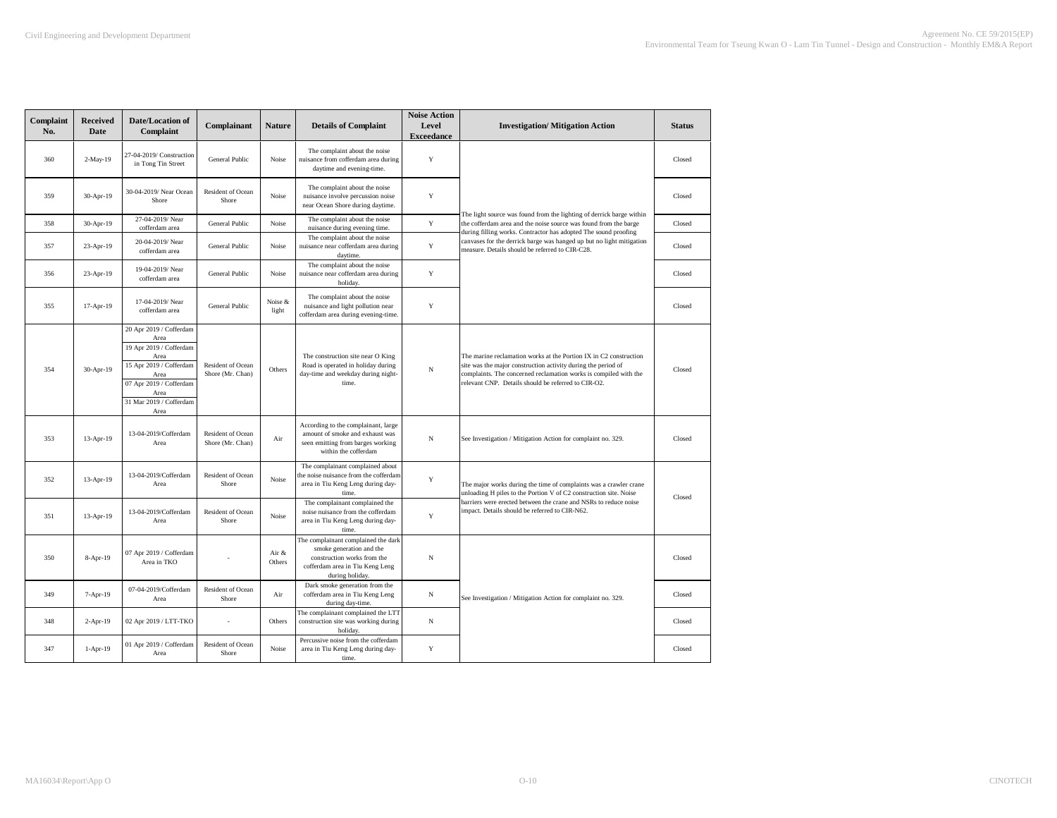| Complaint No. | Received Date | Date/Location of Complaint | Complainant | Nature | Details of Complaint | Noise Action Level Exceedance | Investigation/ Mitigation Action | Status |
|---|---|---|---|---|---|---|---|---|
| 360 | 2-May-19 | 27-04-2019/ Construction in Tong Tin Street | General Public | Noise | The complaint about the noise nuisance from cofferdam area during daytime and evening-time. | Y | The light source was found from the lighting of derrick barge within the cofferdam area and the noise source was found from the barge during filling works. Contractor has adopted The sound proofing canvases for the derrick barge was hanged up but no light mitigation measure. Details should be referred to CIR-C28. | Closed |
| 359 | 30-Apr-19 | 30-04-2019/ Near Ocean Shore | Resident of Ocean Shore | Noise | The complaint about the noise nuisance involve percussion noise near Ocean Shore during daytime. | Y | | Closed |
| 358 | 30-Apr-19 | 27-04-2019/ Near cofferdam area | General Public | Noise | The complaint about the noise nuisance during evening time. | Y | | Closed |
| 357 | 23-Apr-19 | 20-04-2019/ Near cofferdam area | General Public | Noise | The complaint about the noise nuisance near cofferdam area during daytime. | Y | | Closed |
| 356 | 23-Apr-19 | 19-04-2019/ Near cofferdam area | General Public | Noise | The complaint about the noise nuisance near cofferdam area during holiday. | Y | | Closed |
| 355 | 17-Apr-19 | 17-04-2019/ Near cofferdam area | General Public | Noise & light | The complaint about the noise nuisance and light pollution near cofferdam area during evening-time. | Y | | Closed |
| 354 | 30-Apr-19 | 20 Apr 2019 / Cofferdam Area<br>19 Apr 2019 / Cofferdam Area<br>15 Apr 2019 / Cofferdam Area<br>07 Apr 2019 / Cofferdam Area<br>31 Mar 2019 / Cofferdam Area | Resident of Ocean Shore (Mr. Chan) | Others | The construction site near O King Road is operated in holiday during day-time and weekday during night-time. | N | The marine reclamation works at the Portion IX in C2 construction site was the major construction activity during the period of complaints. The concerned reclamation works is compiled with the relevant CNP. Details should be referred to CIR-O2. | Closed |
| 353 | 13-Apr-19 | 13-04-2019/Cofferdam Area | Resident of Ocean Shore (Mr. Chan) | Air | According to the complainant, large amount of smoke and exhaust was seen emitting from barges working within the cofferdam | N | See Investigation / Mitigation Action for complaint no. 329. | Closed |
| 352 | 13-Apr-19 | 13-04-2019/Cofferdam Area | Resident of Ocean Shore | Noise | The complainant complained about the noise nuisance from the cofferdam area in Tiu Keng Leng during day-time. | Y | The major works during the time of complaints was a crawler crane unloading H piles to the Portion V of C2 construction site. Noise barriers were erected between the crane and NSRs to reduce noise impact. Details should be referred to CIR-N62. | Closed |
| 351 | 13-Apr-19 | 13-04-2019/Cofferdam Area | Resident of Ocean Shore | Noise | The complainant complained the noise nuisance from the cofferdam area in Tiu Keng Leng during day-time. | Y | | |
| 350 | 8-Apr-19 | 07 Apr 2019 / Cofferdam Area in TKO | - | Air & Others | The complainant complained the dark smoke generation and the construction works from the cofferdam area in Tiu Keng Leng during holiday. | N | See Investigation / Mitigation Action for complaint no. 329. | Closed |
| 349 | 7-Apr-19 | 07-04-2019/Cofferdam Area | Resident of Ocean Shore | Air | Dark smoke generation from the cofferdam area in Tiu Keng Leng during day-time. | N | | Closed |
| 348 | 2-Apr-19 | 02 Apr 2019 / LTT-TKO | - | Others | The complainant complained the LTT construction site was working during holiday. | N | | Closed |
| 347 | 1-Apr-19 | 01 Apr 2019 / Cofferdam Area | Resident of Ocean Shore | Noise | Percussive noise from the cofferdam area in Tiu Keng Leng during day-time. | Y | | Closed |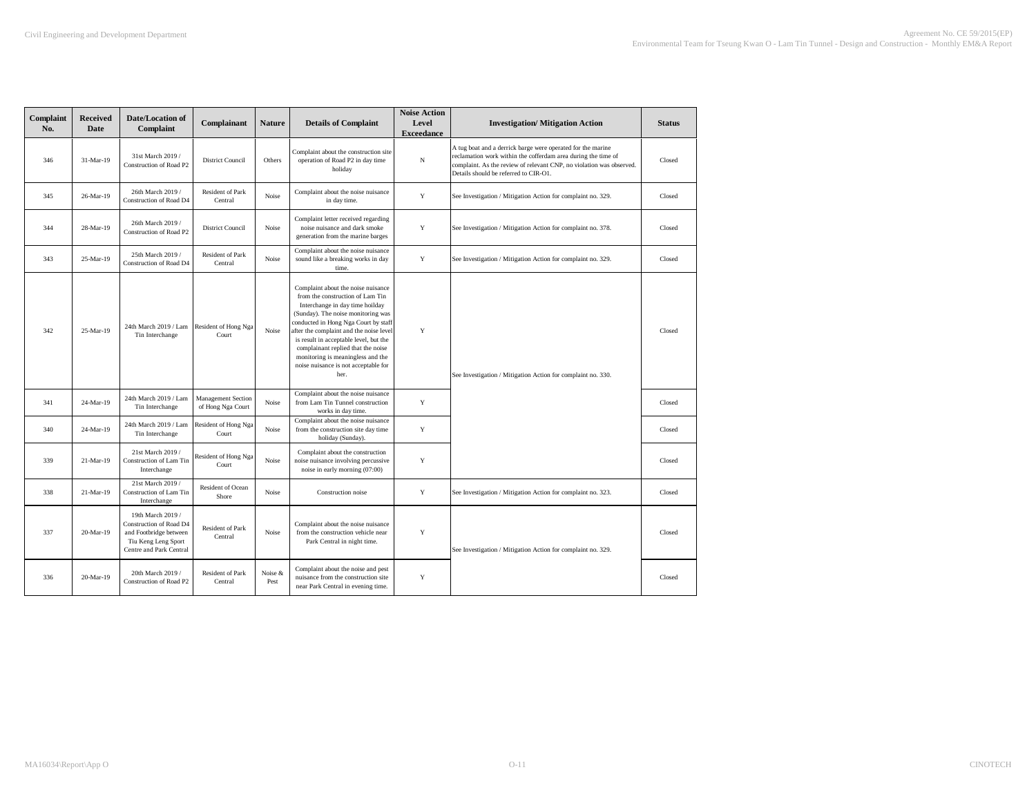| Complaint No. | Received Date | Date/Location of Complaint | Complainant | Nature | Details of Complaint | Noise Action Level Exceedance | Investigation/ Mitigation Action | Status |
|---|---|---|---|---|---|---|---|---|
| 346 | 31-Mar-19 | 31st March 2019 / Construction of Road P2 | District Council | Others | Complaint about the construction site operation of Road P2 in day time holiday | N | A tug boat and a derrick barge were operated for the marine reclamation work within the cofferdam area during the time of complaint. As the review of relevant CNP, no violation was observed. Details should be referred to CIR-O1. | Closed |
| 345 | 26-Mar-19 | 26th March 2019 / Construction of Road D4 | Resident of Park Central | Noise | Complaint about the noise nuisance in day time. | Y | See Investigation / Mitigation Action for complaint no. 329. | Closed |
| 344 | 28-Mar-19 | 26th March 2019 / Construction of Road P2 | District Council | Noise | Complaint letter received regarding noise nuisance and dark smoke generation from the marine barges | Y | See Investigation / Mitigation Action for complaint no. 378. | Closed |
| 343 | 25-Mar-19 | 25th March 2019 / Construction of Road D4 | Resident of Park Central | Noise | Complaint about the noise nuisance sound like a breaking works in day time. | Y | See Investigation / Mitigation Action for complaint no. 329. | Closed |
| 342 | 25-Mar-19 | 24th March 2019 / Lam Tin Interchange | Resident of Hong Nga Court | Noise | Complaint about the noise nuisance from the construction of Lam Tin Interchange in day time hoilday (Sunday). The noise monitoring was conducted in Hong Nga Court by staff after the complaint and the noise level is result in acceptable level, but the complainant replied that the noise monitoring is meaningless and the noise nuisance is not acceptable for her. | Y | See Investigation / Mitigation Action for complaint no. 330. | Closed |
| 341 | 24-Mar-19 | 24th March 2019 / Lam Tin Interchange | Management Section of Hong Nga Court | Noise | Complaint about the noise nuisance from Lam Tin Tunnel construction works in day time. | Y | See Investigation / Mitigation Action for complaint no. 330. | Closed |
| 340 | 24-Mar-19 | 24th March 2019 / Lam Tin Interchange | Resident of Hong Nga Court | Noise | Complaint about the noise nuisance from the construction site day time holiday (Sunday). | Y | See Investigation / Mitigation Action for complaint no. 330. | Closed |
| 339 | 21-Mar-19 | 21st March 2019 / Construction of Lam Tin Interchange | Resident of Hong Nga Court | Noise | Complaint about the construction noise nuisance involving percussive noise in early morning (07:00) | Y | See Investigation / Mitigation Action for complaint no. 330. | Closed |
| 338 | 21-Mar-19 | 21st March 2019 / Construction of Lam Tin Interchange | Resident of Ocean Shore | Noise | Construction noise | Y | See Investigation / Mitigation Action for complaint no. 323. | Closed |
| 337 | 20-Mar-19 | 19th March 2019 / Construction of Road D4 and Footbridge between Tiu Keng Leng Sport Centre and Park Central | Resident of Park Central | Noise | Complaint about the noise nuisance from the construction vehicle near Park Central in night time. | Y | See Investigation / Mitigation Action for complaint no. 329. | Closed |
| 336 | 20-Mar-19 | 20th March 2019 / Construction of Road P2 | Resident of Park Central | Noise & Pest | Complaint about the noise and pest nuisance from the construction site near Park Central in evening time. | Y | See Investigation / Mitigation Action for complaint no. 329. | Closed |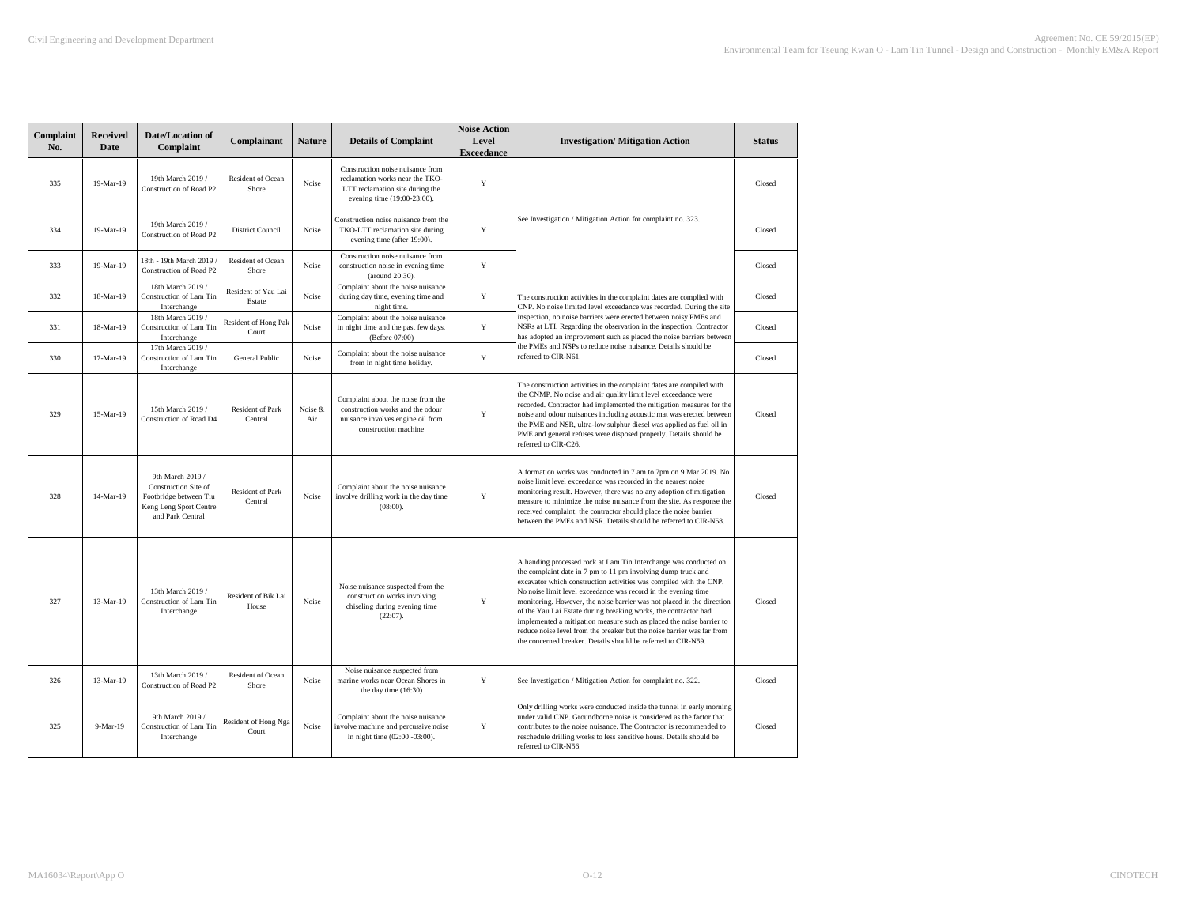| Complaint No. | Received Date | Date/Location of Complaint | Complainant | Nature | Details of Complaint | Noise Action Level Exceedance | Investigation/ Mitigation Action | Status |
|---|---|---|---|---|---|---|---|---|
| 335 | 19-Mar-19 | 19th March 2019 / Construction of Road P2 | Resident of Ocean Shore | Noise | Construction noise nuisance from reclamation works near the TKO-LTT reclamation site during the evening time (19:00-23:00). | Y | See Investigation / Mitigation Action for complaint no. 323. | Closed |
| 334 | 19-Mar-19 | 19th March 2019 / Construction of Road P2 | District Council | Noise | Construction noise nuisance from the TKO-LTT reclamation site during evening time (after 19:00). | Y | | Closed |
| 333 | 19-Mar-19 | 18th - 19th March 2019 / Construction of Road P2 | Resident of Ocean Shore | Noise | Construction noise nuisance from construction noise in evening time (around 20:30). | Y | | Closed |
| 332 | 18-Mar-19 | 18th March 2019 / Construction of Lam Tin Interchange | Resident of Yau Lai Estate | Noise | Complaint about the noise nuisance during day time, evening time and night time. | Y | The construction activities in the complaint dates are complied with CNP. No noise limited level exceedance was recorded. During the site inspection, no noise barriers were erected between noisy PMEs and NSRs at LTI. Regarding the observation in the inspection, Contractor has adopted an improvement such as placed the noise barriers between the PMEs and NSPs to reduce noise nuisance. Details should be referred to CIR-N61. | Closed |
| 331 | 18-Mar-19 | 18th March 2019 / Construction of Lam Tin Interchange | Resident of Hong Pak Court | Noise | Complaint about the noise nuisance in night time and the past few days. (Before 07:00) | Y | | Closed |
| 330 | 17-Mar-19 | 17th March 2019 / Construction of Lam Tin Interchange | General Public | Noise | Complaint about the noise nuisance from in night time holiday. | Y | | Closed |
| 329 | 15-Mar-19 | 15th March 2019 / Construction of Road D4 | Resident of Park Central | Noise & Air | Complaint about the noise from the construction works and the odour nuisance involves engine oil from construction machine | Y | The construction activities in the complaint dates are compiled with the CNMP. No noise and air quality limit level exceedance were recorded. Contractor had implemented the mitigation measures for the noise and odour nuisances including acoustic mat was erected between the PME and NSR, ultra-low sulphur diesel was applied as fuel oil in PME and general refuses were disposed properly. Details should be referred to CIR-C26. | Closed |
| 328 | 14-Mar-19 | 9th March 2019 / Construction Site of Footbridge between Tiu Keng Leng Sport Centre and Park Central | Resident of Park Central | Noise | Complaint about the noise nuisance involve drilling work in the day time (08:00). | Y | A formation works was conducted in 7 am to 7pm on 9 Mar 2019. No noise limit level exceedance was recorded in the nearest noise monitoring result. However, there was no adoption of mitigation measure to minimize the noise nuisance from the site. As response the received complaint, the contractor should place the noise barrier between the PMEs and NSR. Details should be referred to CIR-N58. | Closed |
| 327 | 13-Mar-19 | 13th March 2019 / Construction of Lam Tin Interchange | Resident of Bik Lai House | Noise | Noise nuisance suspected from the construction works involving chiseling during evening time (22:07). | Y | A handing processed rock at Lam Tin Interchange was conducted on the complaint date in 7 pm to 11 pm involving dump truck and excavator which construction activities was compiled with the CNP. No noise limit level exceedance was record in the evening time monitoring. However, the noise barrier was not placed in the direction of the Yau Lai Estate during breaking works, the contractor had implemented a mitigation measure such as placed the noise barrier to reduce noise level from the breaker but the noise barrier was far from the concerned breaker. Details should be referred to CIR-N59. | Closed |
| 326 | 13-Mar-19 | 13th March 2019 / Construction of Road P2 | Resident of Ocean Shore | Noise | Noise nuisance suspected from marine works near Ocean Shores in the day time (16:30) | Y | See Investigation / Mitigation Action for complaint no. 322. | Closed |
| 325 | 9-Mar-19 | 9th March 2019 / Construction of Lam Tin Interchange | Resident of Hong Nga Court | Noise | Complaint about the noise nuisance involve machine and percussive noise in night time (02:00 -03:00). | Y | Only drilling works were conducted inside the tunnel in early morning under valid CNP. Groundborne noise is considered as the factor that contributes to the noise nuisance. The Contractor is recommended to reschedule drilling works to less sensitive hours. Details should be referred to CIR-N56. | Closed |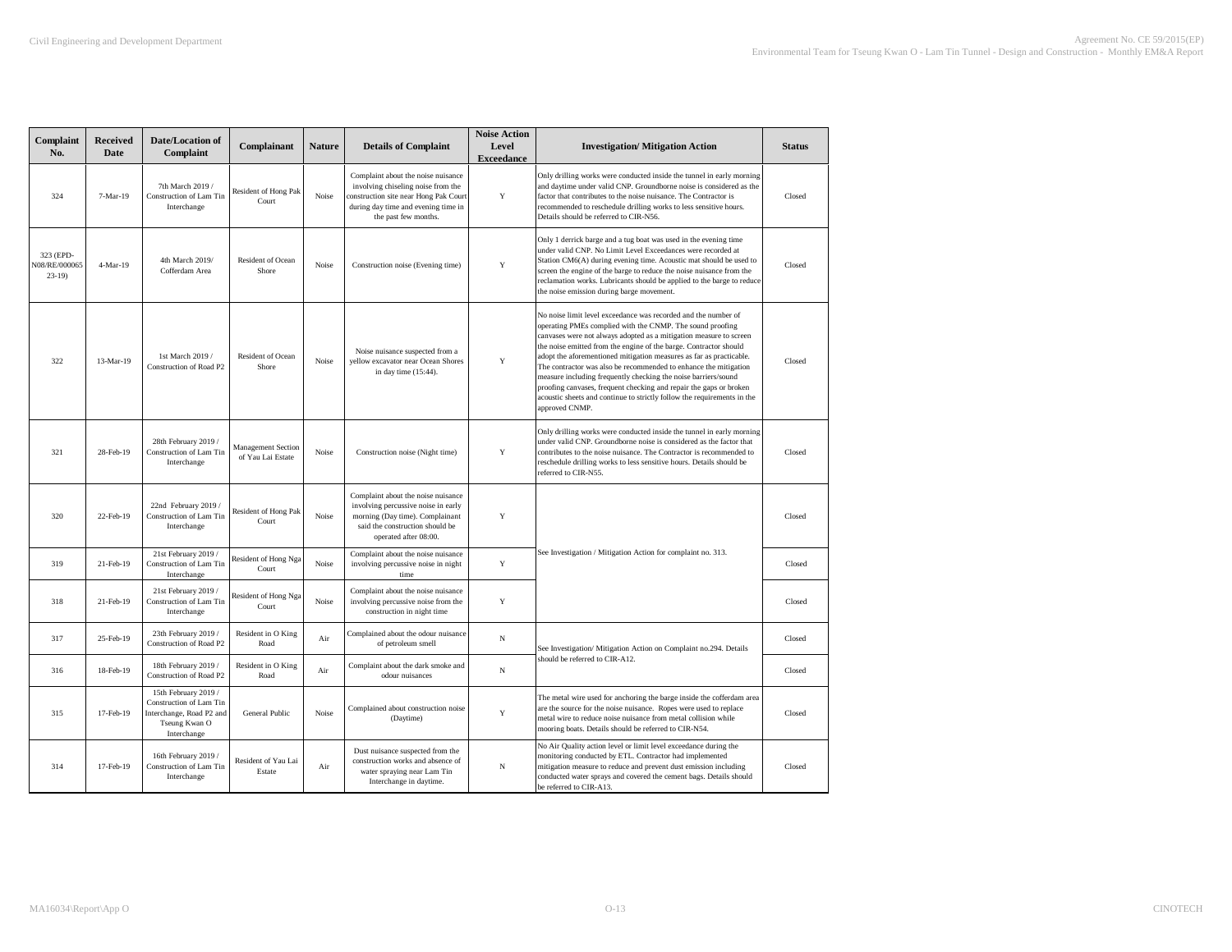| Complaint No. | Received Date | Date/Location of Complaint | Complainant | Nature | Details of Complaint | Noise Action Level Exceedance | Investigation/ Mitigation Action | Status |
|---|---|---|---|---|---|---|---|---|
| 324 | 7-Mar-19 | 7th March 2019 / Construction of Lam Tin Interchange | Resident of Hong Pak Court | Noise | Complaint about the noise nuisance involving chiseling noise from the construction site near Hong Pak Court during day time and evening time in the past few months. | Y | Only drilling works were conducted inside the tunnel in early morning and daytime under valid CNP. Groundborne noise is considered as the factor that contributes to the noise nuisance. The Contractor is recommended to reschedule drilling works to less sensitive hours. Details should be referred to CIR-N56. | Closed |
| 323 (EPD-N08/RE/00006523-19) | 4-Mar-19 | 4th March 2019/ Cofferdam Area | Resident of Ocean Shore | Noise | Construction noise (Evening time) | Y | Only 1 derrick barge and a tug boat was used in the evening time under valid CNP. No Limit Level Exceedances were recorded at Station CM6(A) during evening time. Acoustic mat should be used to screen the engine of the barge to reduce the noise nuisance from the reclamation works. Lubricants should be applied to the barge to reduce the noise emission during barge movement. | Closed |
| 322 | 13-Mar-19 | 1st March 2019 / Construction of Road P2 | Resident of Ocean Shore | Noise | Noise nuisance suspected from a yellow excavator near Ocean Shores in day time (15:44). | Y | No noise limit level exceedance was recorded and the number of operating PMEs complied with the CNMP. The sound proofing canvases were not always adopted as a mitigation measure to screen the noise emitted from the engine of the barge. Contractor should adopt the aforementioned mitigation measures as far as practicable. The contractor was also be recommended to enhance the mitigation measure including frequently checking the noise barriers/sound proofing canvases, frequent checking and repair the gaps or broken acoustic sheets and continue to strictly follow the requirements in the approved CNMP. | Closed |
| 321 | 28-Feb-19 | 28th February 2019 / Construction of Lam Tin Interchange | Management Section of Yau Lai Estate | Noise | Construction noise (Night time) | Y | Only drilling works were conducted inside the tunnel in early morning under valid CNP. Groundborne noise is considered as the factor that contributes to the noise nuisance. The Contractor is recommended to reschedule drilling works to less sensitive hours. Details should be referred to CIR-N55. | Closed |
| 320 | 22-Feb-19 | 22nd February 2019 / Construction of Lam Tin Interchange | Resident of Hong Pak Court | Noise | Complaint about the noise nuisance involving percussive noise in early morning (Day time). Complainant said the construction should be operated after 08:00. | Y | See Investigation / Mitigation Action for complaint no. 313. | Closed |
| 319 | 21-Feb-19 | 21st February 2019 / Construction of Lam Tin Interchange | Resident of Hong Nga Court | Noise | Complaint about the noise nuisance involving percussive noise in night time | Y | | Closed |
| 318 | 21-Feb-19 | 21st February 2019 / Construction of Lam Tin Interchange | Resident of Hong Nga Court | Noise | Complaint about the noise nuisance involving percussive noise from the construction in night time | Y | | Closed |
| 317 | 25-Feb-19 | 23th February 2019 / Construction of Road P2 | Resident in O King Road | Air | Complained about the odour nuisance of petroleum smell | N | See Investigation/ Mitigation Action on Complaint no.294. Details should be referred to CIR-A12. | Closed |
| 316 | 18-Feb-19 | 18th February 2019 / Construction of Road P2 | Resident in O King Road | Air | Complaint about the dark smoke and odour nuisances | N | | Closed |
| 315 | 17-Feb-19 | 15th February 2019 / Construction of Lam Tin Interchange, Road P2 and Tseung Kwan O Interchange | General Public | Noise | Complained about construction noise (Daytime) | Y | The metal wire used for anchoring the barge inside the cofferdam area are the source for the noise nuisance. Ropes were used to replace metal wire to reduce noise nuisance from metal collision while mooring boats. Details should be referred to CIR-N54. | Closed |
| 314 | 17-Feb-19 | 16th February 2019 / Construction of Lam Tin Interchange | Resident of Yau Lai Estate | Air | Dust nuisance suspected from the construction works and absence of water spraying near Lam Tin Interchange in daytime. | N | No Air Quality action level or limit level exceedance during the monitoring conducted by ETL. Contractor had implemented mitigation measure to reduce and prevent dust emission including conducted water sprays and covered the cement bags. Details should be referred to CIR-A13. | Closed |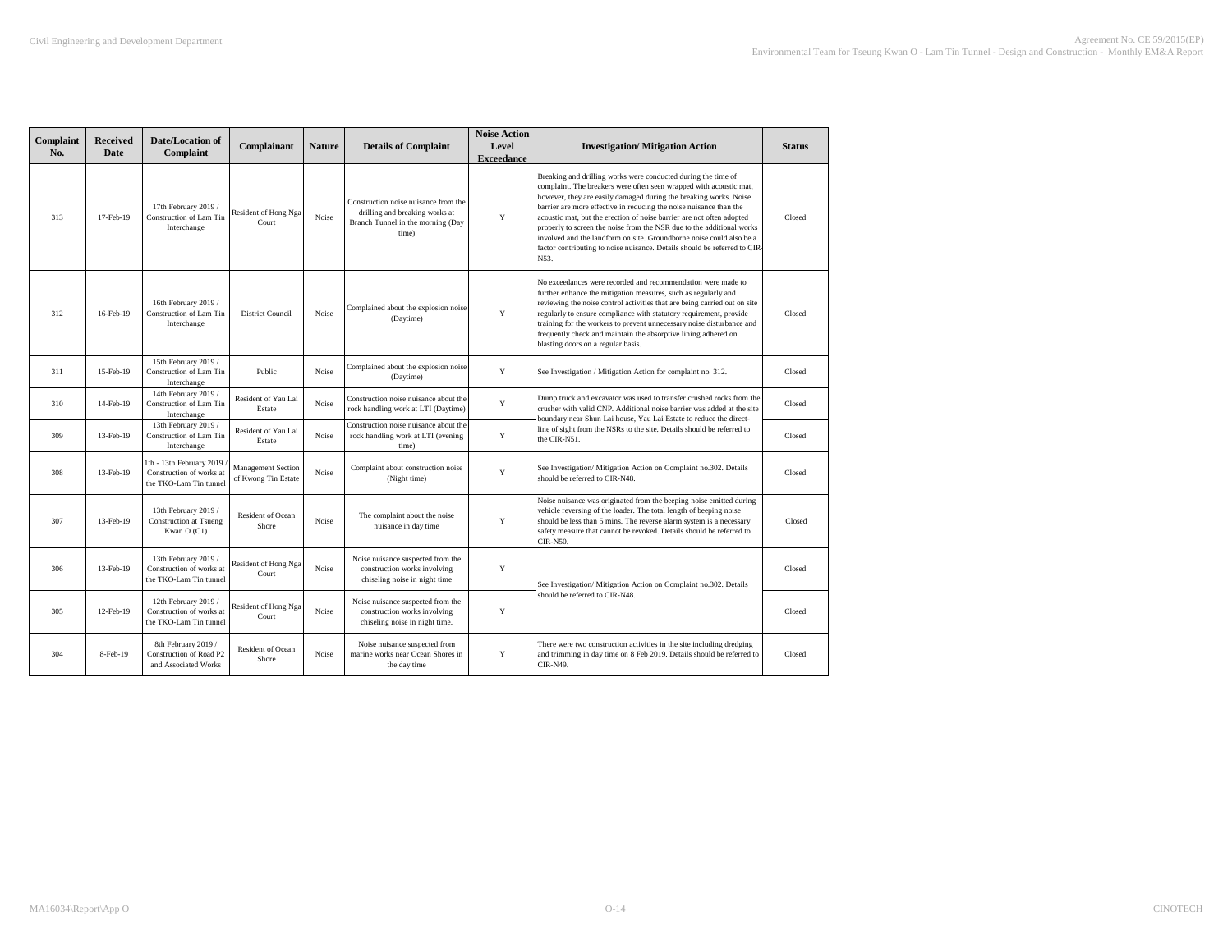| Complaint No. | Received Date | Date/Location of Complaint | Complainant | Nature | Details of Complaint | Noise Action Level Exceedance | Investigation/ Mitigation Action | Status |
|---|---|---|---|---|---|---|---|---|
| 313 | 17-Feb-19 | 17th February 2019 / Construction of Lam Tin Interchange | Resident of Hong Nga Court | Noise | Construction noise nuisance from the drilling and breaking works at Branch Tunnel in the morning (Day time) | Y | Breaking and drilling works were conducted during the time of complaint. The breakers were often seen wrapped with acoustic mat, however, they are easily damaged during the breaking works. Noise barrier are more effective in reducing the noise nuisance than the acoustic mat, but the erection of noise barrier are not often adopted properly to screen the noise from the NSR due to the additional works involved and the landform on site. Groundborne noise could also be a factor contributing to noise nuisance. Details should be referred to CIR-N53. | Closed |
| 312 | 16-Feb-19 | 16th February 2019 / Construction of Lam Tin Interchange | District Council | Noise | Complained about the explosion noise (Daytime) | Y | No exceedances were recorded and recommendation were made to further enhance the mitigation measures, such as regularly and reviewing the noise control activities that are being carried out on site regularly to ensure compliance with statutory requirement, provide training for the workers to prevent unnecessary noise disturbance and frequently check and maintain the absorptive lining adhered on blasting doors on a regular basis. | Closed |
| 311 | 15-Feb-19 | 15th February 2019 / Construction of Lam Tin Interchange | Public | Noise | Complained about the explosion noise (Daytime) | Y | See Investigation / Mitigation Action for complaint no. 312. | Closed |
| 310 | 14-Feb-19 | 14th February 2019 / Construction of Lam Tin Interchange | Resident of Yau Lai Estate | Noise | Construction noise nuisance about the rock handling work at LTI (Daytime) | Y | Dump truck and excavator was used to transfer crushed rocks from the crusher with valid CNP. Additional noise barrier was added at the site boundary near Shun Lai house, Yau Lai Estate to reduce the direct-line of sight from the NSRs to the site. Details should be referred to the CIR-N51. | Closed |
| 309 | 13-Feb-19 | 13th February 2019 / Construction of Lam Tin Interchange | Resident of Yau Lai Estate | Noise | Construction noise nuisance about the rock handling work at LTI (evening time) | Y | | Closed |
| 308 | 13-Feb-19 | 1th - 13th February 2019 / Construction of works at the TKO-Lam Tin tunnel | Management Section of Kwong Tin Estate | Noise | Complaint about construction noise (Night time) | Y | See Investigation/ Mitigation Action on Complaint no.302. Details should be referred to CIR-N48. | Closed |
| 307 | 13-Feb-19 | 13th February 2019 / Construction at Tsueng Kwan O (C1) | Resident of Ocean Shore | Noise | The complaint about the noise nuisance in day time | Y | Noise nuisance was originated from the beeping noise emitted during vehicle reversing of the loader. The total length of beeping noise should be less than 5 mins. The reverse alarm system is a necessary safety measure that cannot be revoked. Details should be referred to CIR-N50. | Closed |
| 306 | 13-Feb-19 | 13th February 2019 / Construction of works at the TKO-Lam Tin tunnel | Resident of Hong Nga Court | Noise | Noise nuisance suspected from the construction works involving chiseling noise in night time | Y | See Investigation/ Mitigation Action on Complaint no.302. Details should be referred to CIR-N48. | Closed |
| 305 | 12-Feb-19 | 12th February 2019 / Construction of works at the TKO-Lam Tin tunnel | Resident of Hong Nga Court | Noise | Noise nuisance suspected from the construction works involving chiseling noise in night time. | Y | | Closed |
| 304 | 8-Feb-19 | 8th February 2019 / Construction of Road P2 and Associated Works | Resident of Ocean Shore | Noise | Noise nuisance suspected from marine works near Ocean Shores in the day time | Y | There were two construction activities in the site including dredging and trimming in day time on 8 Feb 2019. Details should be referred to CIR-N49. | Closed |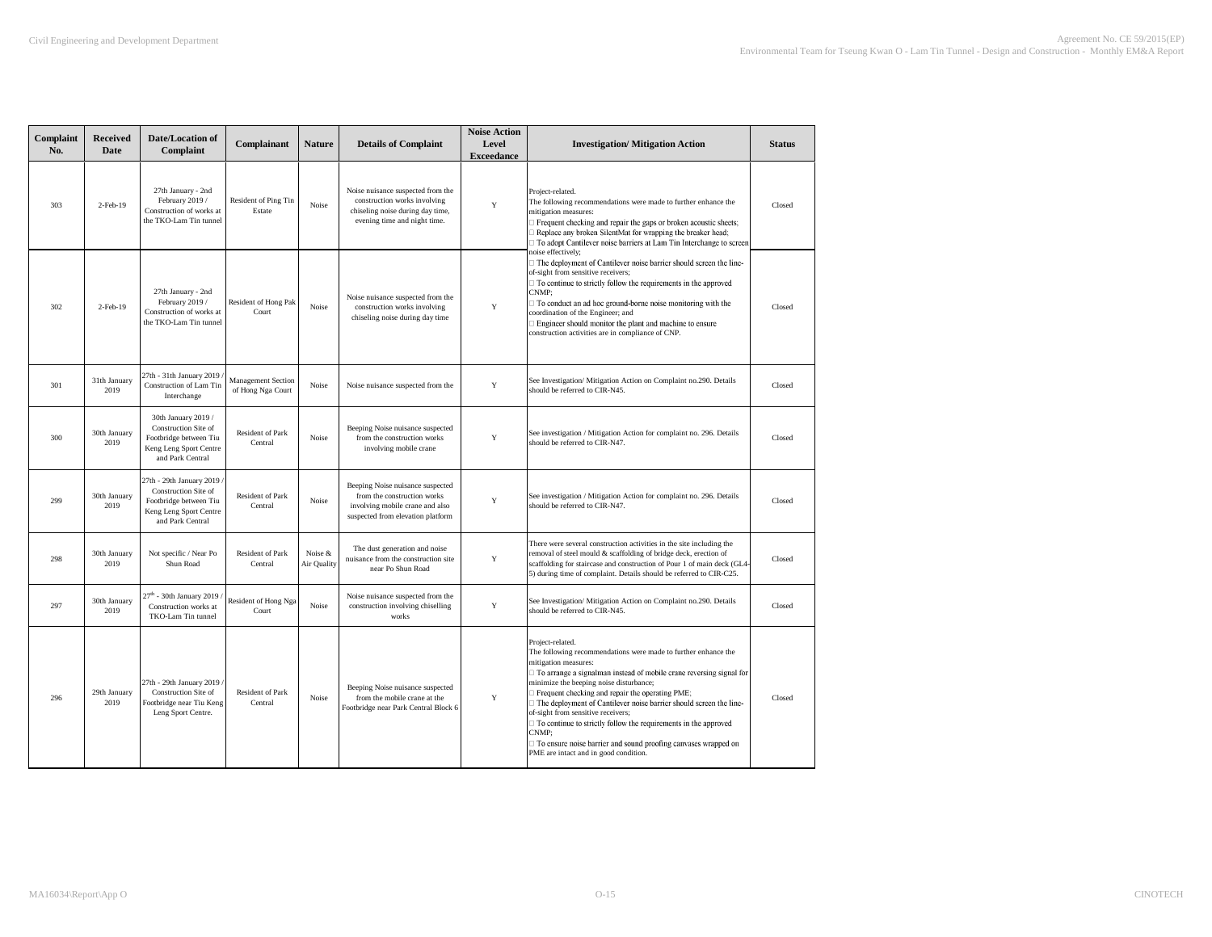| Complaint No. | Received Date | Date/Location of Complaint | Complainant | Nature | Details of Complaint | Noise Action Level Exceedance | Investigation/ Mitigation Action | Status |
|---|---|---|---|---|---|---|---|---|
| 303 | 2-Feb-19 | 27th January - 2nd February 2019 / Construction of works at the TKO-Lam Tin tunnel | Resident of Ping Tin Estate | Noise | Noise nuisance suspected from the construction works involving chiseling noise during day time, evening time and night time. | Y | Project-related. The following recommendations were made to further enhance the mitigation measures: □ Frequent checking and repair the gaps or broken acoustic sheets; □ Replace any broken SilentMat for wrapping the breaker head; □ To adopt Cantilever noise barriers at Lam Tin Interchange to screen noise effectively; □ The deployment of Cantilever noise barrier should screen the line-of-sight from sensitive receivers; □ To continue to strictly follow the requirements in the approved CNMP; □ To conduct an ad hoc ground-borne noise monitoring with the coordination of the Engineer; and □ Engineer should monitor the plant and machine to ensure construction activities are in compliance of CNP. | Closed |
| 302 | 2-Feb-19 | 27th January - 2nd February 2019 / Construction of works at the TKO-Lam Tin tunnel | Resident of Hong Pak Court | Noise | Noise nuisance suspected from the construction works involving chiseling noise during day time | Y | | Closed |
| 301 | 31th January 2019 | 27th - 31th January 2019 / Construction of Lam Tin Interchange | Management Section of Hong Nga Court | Noise | Noise nuisance suspected from the | Y | See Investigation/ Mitigation Action on Complaint no.290. Details should be referred to CIR-N45. | Closed |
| 300 | 30th January 2019 | 30th January 2019 / Construction Site of Footbridge between Tiu Keng Leng Sport Centre and Park Central | Resident of Park Central | Noise | Beeping Noise nuisance suspected from the construction works involving mobile crane | Y | See investigation / Mitigation Action for complaint no. 296. Details should be referred to CIR-N47. | Closed |
| 299 | 30th January 2019 | 27th - 29th January 2019 / Construction Site of Footbridge between Tiu Keng Leng Sport Centre and Park Central | Resident of Park Central | Noise | Beeping Noise nuisance suspected from the construction works involving mobile crane and also suspected from elevation platform | Y | See investigation / Mitigation Action for complaint no. 296. Details should be referred to CIR-N47. | Closed |
| 298 | 30th January 2019 | Not specific / Near Po Shun Road | Resident of Park Central | Noise & Air Quality | The dust generation and noise nuisance from the construction site near Po Shun Road | Y | There were several construction activities in the site including the removal of steel mould & scaffolding of bridge deck, erection of scaffolding for staircase and construction of Pour 1 of main deck (GL4-5) during time of complaint. Details should be referred to CIR-C25. | Closed |
| 297 | 30th January 2019 | 27th - 30th January 2019 / Construction works at TKO-Lam Tin tunnel | Resident of Hong Nga Court | Noise | Noise nuisance suspected from the construction involving chiselling works | Y | See Investigation/ Mitigation Action on Complaint no.290. Details should be referred to CIR-N45. | Closed |
| 296 | 29th January 2019 | 27th - 29th January 2019 / Construction Site of Footbridge near Tiu Keng Leng Sport Centre. | Resident of Park Central | Noise | Beeping Noise nuisance suspected from the mobile crane at the Footbridge near Park Central Block 6 | Y | Project-related. The following recommendations were made to further enhance the mitigation measures: □ To arrange a signalman instead of mobile crane reversing signal for minimize the beeping noise disturbance; □ Frequent checking and repair the operating PME; □ The deployment of Cantilever noise barrier should screen the line-of-sight from sensitive receivers; □ To continue to strictly follow the requirements in the approved CNMP; □ To ensure noise barrier and sound proofing canvases wrapped on PME are intact and in good condition. | Closed |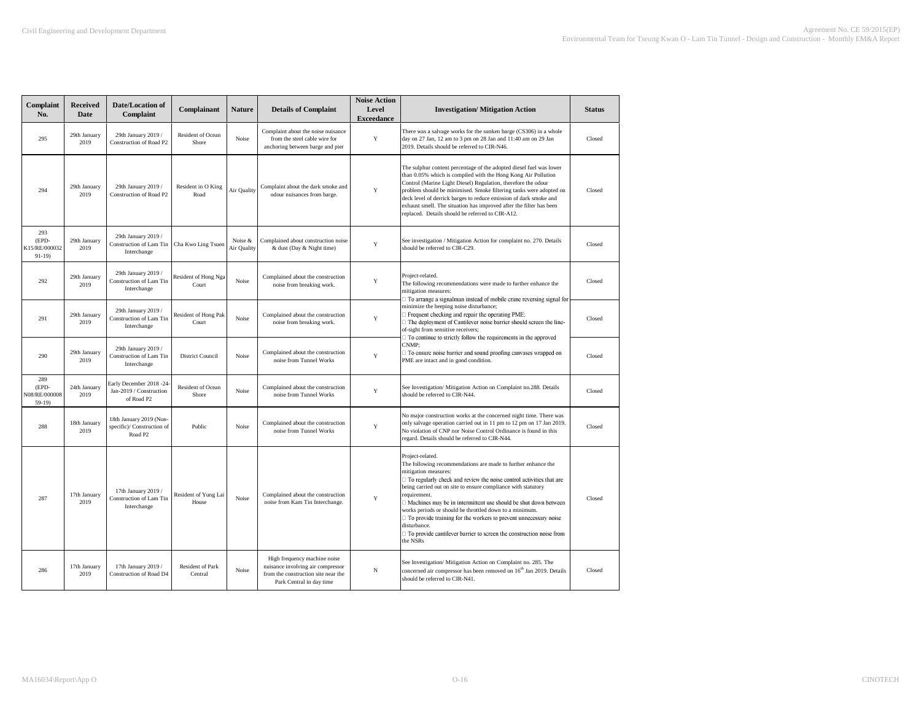| Complaint No. | Received Date | Date/Location of Complaint | Complainant | Nature | Details of Complaint | Noise Action Level Exceedance | Investigation/ Mitigation Action | Status |
|---|---|---|---|---|---|---|---|---|
| 295 | 29th January 2019 | 29th January 2019 / Construction of Road P2 | Resident of Ocean Shore | Noise | Complaint about the noise nuisance from the steel cable wire for anchoring between barge and pier | Y | There was a salvage works for the sunken barge (CS306) in a whole day on 27 Jan, 12 am to 3 pm on 28 Jan and 11:40 am on 29 Jan 2019. Details should be referred to CIR-N46. | Closed |
| 294 | 29th January 2019 | 29th January 2019 / Construction of Road P2 | Resident in O King Road | Air Quality | Complaint about the dark smoke and odour nuisances from barge. | Y | The sulphur content percentage of the adopted diesel fuel was lower than 0.05% which is compiled with the Hong Kong Air Pollution Control (Marine Light Diesel) Regulation, therefore the odour problem should be minimised. Smoke filtering tanks were adopted on deck level of derrick barges to reduce emission of dark smoke and exhaust smell. The situation has improved after the filter has been replaced. Details should be referred to CIR-A12. | Closed |
| 293 (EPD-K15/RE/00003291-19) | 29th January 2019 | 29th January 2019 / Construction of Lam Tin Interchange | Cha Kwo Ling Tsuen | Noise & Air Quality | Complained about construction noise & dust (Day & Night time) | Y | See investigation / Mitigation Action for complaint no. 270. Details should be referred to CIR-C29. | Closed |
| 292 | 29th January 2019 | 29th January 2019 / Construction of Lam Tin Interchange | Resident of Hong Nga Court | Noise | Complained about the construction noise from breaking work. | Y | Project-related.<br>The following recommendations were made to further enhance the mitigation measures:<br>□ To arrange a signalman instead of mobile crane reversing signal for minimize the beeping noise disturbance;<br>□ Frequent checking and repair the operating PME;<br>□ The deployment of Cantilever noise barrier should screen the line-of-sight from sensitive receivers;<br>□ To continue to strictly follow the requirements in the approved CNMP;<br>□ To ensure noise barrier and sound proofing canvases wrapped on PME are intact and in good condition. | Closed |
| 291 | 29th January 2019 | 29th January 2019 / Construction of Lam Tin Interchange | Resident of Hong Pak Court | Noise | Complained about the construction noise from breaking work. | Y | | Closed |
| 290 | 29th January 2019 | 29th January 2019 / Construction of Lam Tin Interchange | District Council | Noise | Complained about the construction noise from Tunnel Works | Y | | Closed |
| 289 (EPD-N08/RE/00000859-19) | 24th January 2019 | Early December 2018 -24-Jan-2019 / Construction of Road P2 | Resident of Ocean Shore | Noise | Complained about the construction noise from Tunnel Works | Y | See Investigation/ Mitigation Action on Complaint no.288. Details should be referred to CIR-N44. | Closed |
| 288 | 18th January 2019 | 18th January 2019 (Non-specific)/ Construction of Road P2 | Public | Noise | Complained about the construction noise from Tunnel Works | Y | No major construction works at the concerned night time. There was only salvage operation carried out in 11 pm to 12 pm on 17 Jan 2019. No violation of CNP nor Noise Control Ordinance is found in this regard. Details should be referred to CIR-N44. | Closed |
| 287 | 17th January 2019 | 17th January 2019 / Construction of Lam Tin Interchange | Resident of Yung Lai House | Noise | Complained about the construction noise from Kam Tin Interchange. | Y | Project-related.<br>The following recommendations are made to further enhance the mitigation measures:<br>□ To regularly check and review the noise control activities that are being carried out on site to ensure compliance with statutory requirement.<br>□ Machines may be in intermittent use should be shut down between works periods or should be throttled down to a minimum.<br>□ To provide training for the workers to prevent unnecessary noise disturbance.<br>□ To provide cantilever barrier to screen the construction noise from the NSRs | Closed |
| 286 | 17th January 2019 | 17th January 2019 / Construction of Road D4 | Resident of Park Central | Noise | High frequency machine noise nuisance involving air compressor from the construction site near the Park Central in day time | N | See Investigation/ Mitigation Action on Complaint no. 285. The concerned air compressor has been removed on 16th Jan 2019. Details should be referred to CIR-N41. | Closed |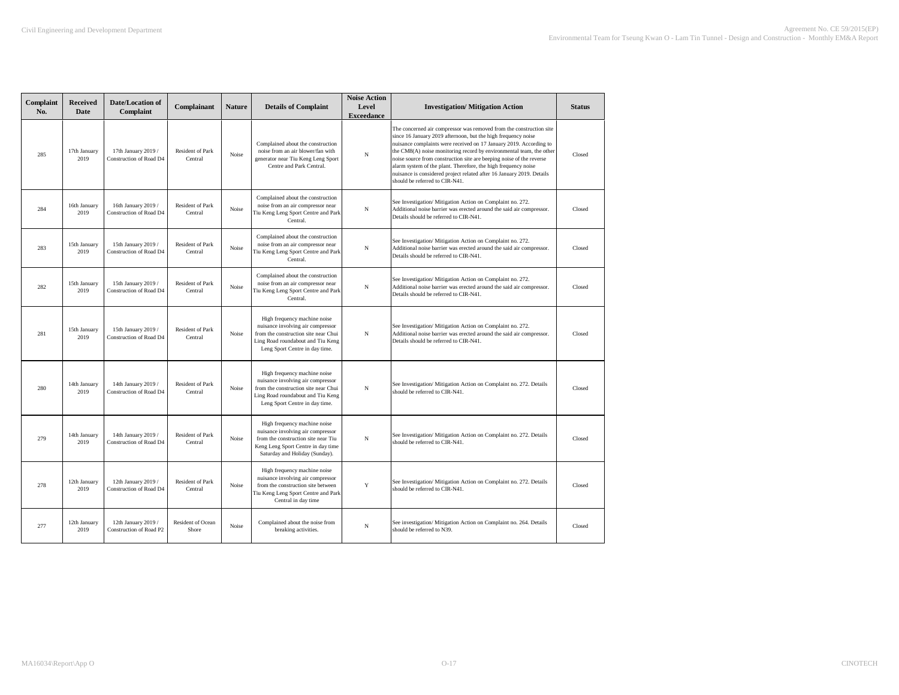| Complaint No. | Received Date | Date/Location of Complaint | Complainant | Nature | Details of Complaint | Noise Action Level Exceedance | Investigation/ Mitigation Action | Status |
|---|---|---|---|---|---|---|---|---|
| 285 | 17th January 2019 | 17th January 2019 / Construction of Road D4 | Resident of Park Central | Noise | Complained about the construction noise from an air blower/fan with generator near Tiu Keng Leng Sport Centre and Park Central. | N | The concerned air compressor was removed from the construction site since 16 January 2019 afternoon, but the high frequency noise nuisance complaints were received on 17 January 2019. According to the CM8(A) noise monitoring record by environmental team, the other noise source from construction site are beeping noise of the reverse alarm system of the plant. Therefore, the high frequency noise nuisance is considered project related after 16 January 2019. Details should be referred to CIR-N41. | Closed |
| 284 | 16th January 2019 | 16th January 2019 / Construction of Road D4 | Resident of Park Central | Noise | Complained about the construction noise from an air compressor near Tiu Keng Leng Sport Centre and Park Central. | N | See Investigation/ Mitigation Action on Complaint no. 272. Additional noise barrier was erected around the said air compressor. Details should be referred to CIR-N41. | Closed |
| 283 | 15th January 2019 | 15th January 2019 / Construction of Road D4 | Resident of Park Central | Noise | Complained about the construction noise from an air compressor near Tiu Keng Leng Sport Centre and Park Central. | N | See Investigation/ Mitigation Action on Complaint no. 272. Additional noise barrier was erected around the said air compressor. Details should be referred to CIR-N41. | Closed |
| 282 | 15th January 2019 | 15th January 2019 / Construction of Road D4 | Resident of Park Central | Noise | Complained about the construction noise from an air compressor near Tiu Keng Leng Sport Centre and Park Central. | N | See Investigation/ Mitigation Action on Complaint no. 272. Additional noise barrier was erected around the said air compressor. Details should be referred to CIR-N41. | Closed |
| 281 | 15th January 2019 | 15th January 2019 / Construction of Road D4 | Resident of Park Central | Noise | High frequency machine noise nuisance involving air compressor from the construction site near Chui Ling Road roundabout and Tiu Keng Leng Sport Centre in day time. | N | See Investigation/ Mitigation Action on Complaint no. 272. Additional noise barrier was erected around the said air compressor. Details should be referred to CIR-N41. | Closed |
| 280 | 14th January 2019 | 14th January 2019 / Construction of Road D4 | Resident of Park Central | Noise | High frequency machine noise nuisance involving air compressor from the construction site near Chui Ling Road roundabout and Tiu Keng Leng Sport Centre in day time. | N | See Investigation/ Mitigation Action on Complaint no. 272. Details should be referred to CIR-N41. | Closed |
| 279 | 14th January 2019 | 14th January 2019 / Construction of Road D4 | Resident of Park Central | Noise | High frequency machine noise nuisance involving air compressor from the construction site near Tiu Keng Leng Sport Centre in day time Saturday and Holiday (Sunday). | N | See Investigation/ Mitigation Action on Complaint no. 272. Details should be referred to CIR-N41. | Closed |
| 278 | 12th January 2019 | 12th January 2019 / Construction of Road D4 | Resident of Park Central | Noise | High frequency machine noise nuisance involving air compressor from the construction site between Tiu Keng Leng Sport Centre and Park Central in day time | Y | See Investigation/ Mitigation Action on Complaint no. 272. Details should be referred to CIR-N41. | Closed |
| 277 | 12th January 2019 | 12th January 2019 / Construction of Road P2 | Resident of Ocean Shore | Noise | Complained about the noise from breaking activities. | N | See investigation/ Mitigation Action on Complaint no. 264. Details should be referred to N39. | Closed |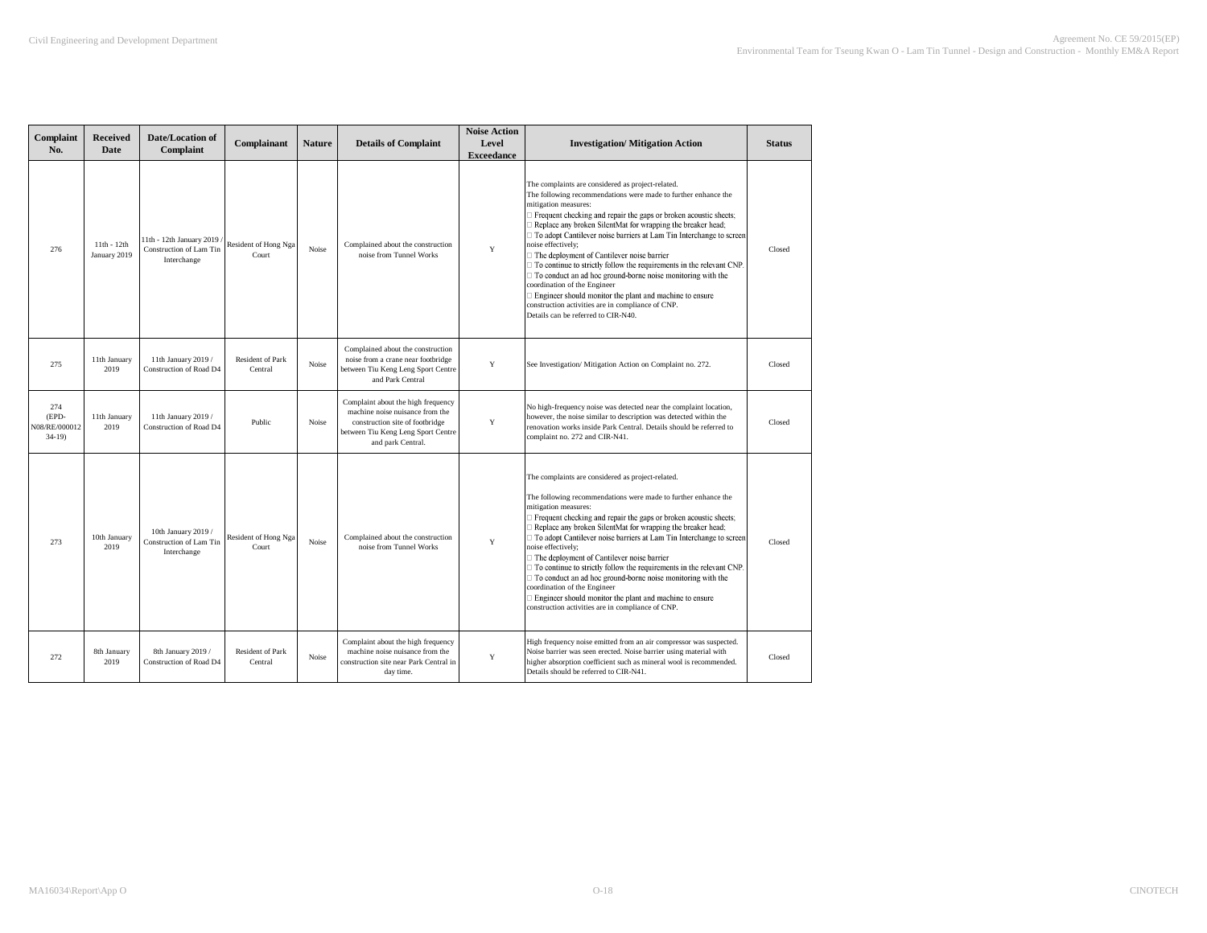| Complaint No. | Received Date | Date/Location of Complaint | Complainant | Nature | Details of Complaint | Noise Action Level Exceedance | Investigation/ Mitigation Action | Status |
|---|---|---|---|---|---|---|---|---|
| 276 | 11th - 12th January 2019 | 11th - 12th January 2019 / Construction of Lam Tin Interchange | Resident of Hong Nga Court | Noise | Complained about the construction noise from Tunnel Works | Y | The complaints are considered as project-related.<br>The following recommendations were made to further enhance the mitigation measures:<br>□ Frequent checking and repair the gaps or broken acoustic sheets;<br>□ Replace any broken SilentMat for wrapping the breaker head;<br>□ To adopt Cantilever noise barriers at Lam Tin Interchange to screen noise effectively;<br>□ The deployment of Cantilever noise barrier<br>□ To continue to strictly follow the requirements in the relevant CNP.<br>□ To conduct an ad hoc ground-borne noise monitoring with the coordination of the Engineer<br>□ Engineer should monitor the plant and machine to ensure construction activities are in compliance of CNP.<br>Details can be referred to CIR-N40. | Closed |
| 275 | 11th January 2019 | 11th January 2019 / Construction of Road D4 | Resident of Park Central | Noise | Complained about the construction noise from a crane near footbridge between Tiu Keng Leng Sport Centre and Park Central | Y | See Investigation/ Mitigation Action on Complaint no. 272. | Closed |
| 274 (EPD-N08/RE/00001234-19) | 11th January 2019 | 11th January 2019 / Construction of Road D4 | Public | Noise | Complaint about the high frequency machine noise nuisance from the construction site of footbridge between Tiu Keng Leng Sport Centre and park Central. | Y | No high-frequency noise was detected near the complaint location, however, the noise similar to description was detected within the renovation works inside Park Central. Details should be referred to complaint no. 272 and CIR-N41. | Closed |
| 273 | 10th January 2019 | 10th January 2019 / Construction of Lam Tin Interchange | Resident of Hong Nga Court | Noise | Complained about the construction noise from Tunnel Works | Y | The complaints are considered as project-related.<br>The following recommendations were made to further enhance the mitigation measures:<br>□ Frequent checking and repair the gaps or broken acoustic sheets;<br>□ Replace any broken SilentMat for wrapping the breaker head;<br>□ To adopt Cantilever noise barriers at Lam Tin Interchange to screen noise effectively;<br>□ The deployment of Cantilever noise barrier<br>□ To continue to strictly follow the requirements in the relevant CNP.<br>□ To conduct an ad hoc ground-borne noise monitoring with the coordination of the Engineer<br>□ Engineer should monitor the plant and machine to ensure construction activities are in compliance of CNP. | Closed |
| 272 | 8th January 2019 | 8th January 2019 / Construction of Road D4 | Resident of Park Central | Noise | Complaint about the high frequency machine noise nuisance from the construction site near Park Central in day time. | Y | High frequency noise emitted from an air compressor was suspected. Noise barrier was seen erected. Noise barrier using material with higher absorption coefficient such as mineral wool is recommended. Details should be referred to CIR-N41. | Closed |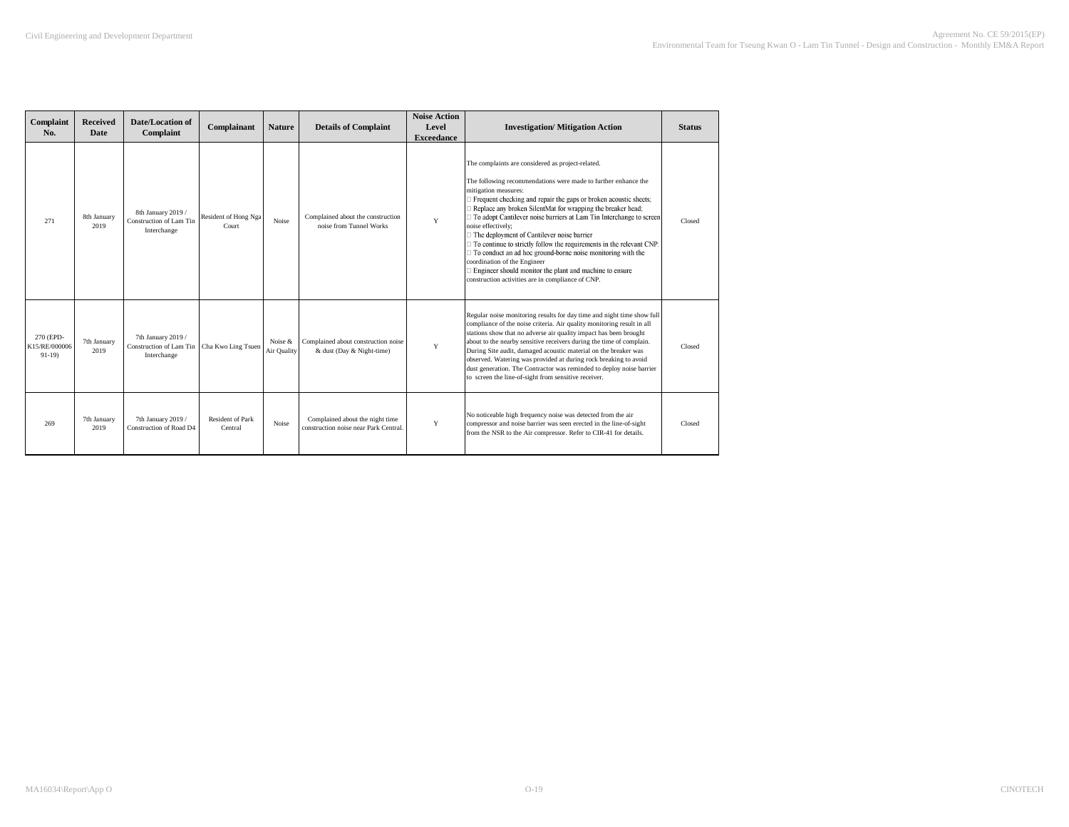| Complaint No. | Received Date | Date/Location of Complaint | Complainant | Nature | Details of Complaint | Noise Action Level Exceedance | Investigation/ Mitigation Action | Status |
|---|---|---|---|---|---|---|---|---|
| 271 | 8th January 2019 | 8th January 2019 / Construction of Lam Tin Interchange | Resident of Hong Nga Court | Noise | Complained about the construction noise from Tunnel Works | Y | The complaints are considered as project-related.<br><br>The following recommendations were made to further enhance the mitigation measures:<br>□ Frequent checking and repair the gaps or broken acoustic sheets;<br>□ Replace any broken SilentMat for wrapping the breaker head;<br>□ To adopt Cantilever noise barriers at Lam Tin Interchange to screen noise effectively;<br>□ The deployment of Cantilever noise barrier<br>□ To continue to strictly follow the requirements in the relevant CNP.<br>□ To conduct an ad hoc ground-borne noise monitoring with the coordination of the Engineer<br>□ Engineer should monitor the plant and machine to ensure construction activities are in compliance of CNP. | Closed |
| 270 (EPD-K15/RE/00000691-19) | 7th January 2019 | 7th January 2019 / Construction of Lam Tin Interchange | Cha Kwo Ling Tsuen | Noise & Air Quality | Complained about construction noise & dust (Day & Night-time) | Y | Regular noise monitoring results for day time and night time show full compliance of the noise criteria. Air quality monitoring result in all stations show that no adverse air quality impact has been brought about to the nearby sensitive receivers during the time of complain. During Site audit, damaged acoustic material on the breaker was observed. Watering was provided at during rock breaking to avoid dust generation. The Contractor was reminded to deploy noise barrier to screen the line-of-sight from sensitive receiver. | Closed |
| 269 | 7th January 2019 | 7th January 2019 / Construction of Road D4 | Resident of Park Central | Noise | Complained about the night time construction noise near Park Central. | Y | No noticeable high frequency noise was detected from the air compressor and noise barrier was seen erected in the line-of-sight from the NSR to the Air compressor. Refer to CIR-41 for details. | Closed |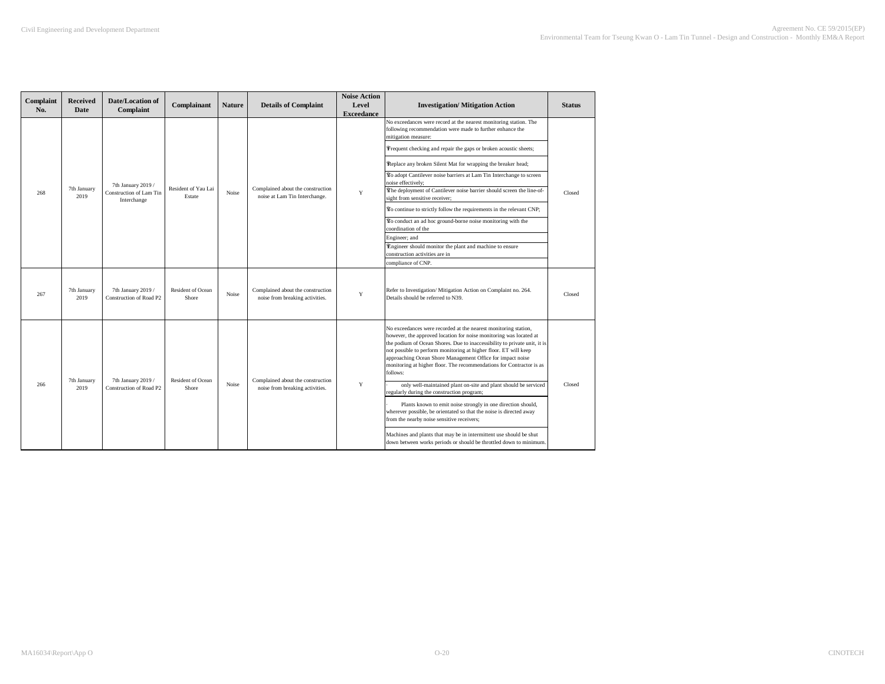| Complaint No. | Received Date | Date/Location of Complaint | Complainant | Nature | Details of Complaint | Noise Action Level Exceedance | Investigation/ Mitigation Action | Status |
|---|---|---|---|---|---|---|---|---|
| 268 | 7th January 2019 | 7th January 2019 / Construction of Lam Tin Interchange | Resident of Yau Lai Estate | Noise | Complained about the construction noise at Lam Tin Interchange. | Y | No exceedances were record at the nearest monitoring station. The following recommendation were made to further enhance the mitigation measure:<br>Frequent checking and repair the gaps or broken acoustic sheets;<br>Replace any broken Silent Mat for wrapping the breaker head;<br>To adopt Cantilever noise barriers at Lam Tin Interchange to screen noise effectively;<br>The deployment of Cantilever noise barrier should screen the line-of-sight from sensitive receiver;<br>To continue to strictly follow the requirements in the relevant CNP;<br>To conduct an ad hoc ground-borne noise monitoring with the coordination of the<br>Engineer; and<br>Engineer should monitor the plant and machine to ensure construction activities are in<br>compliance of CNP. | Closed |
| 267 | 7th January 2019 | 7th January 2019 / Construction of Road P2 | Resident of Ocean Shore | Noise | Complained about the construction noise from breaking activities. | Y | Refer to Investigation/ Mitigation Action on Complaint no. 264. Details should be referred to N39. | Closed |
| 266 | 7th January 2019 | 7th January 2019 / Construction of Road P2 | Resident of Ocean Shore | Noise | Complained about the construction noise from breaking activities. | Y | No exceedances were recorded at the nearest monitoring station, however, the approved location for noise monitoring was located at the podium of Ocean Shores. Due to inaccessibility to private unit, it is not possible to perform monitoring at higher floor. ET will keep approaching Ocean Shore Management Office for impact noise monitoring at higher floor. The recommendations for Contractor is as follows:<br>· only well-maintained plant on-site and plant should be serviced regularly during the construction program;<br>· Plants known to emit noise strongly in one direction should, wherever possible, be orientated so that the noise is directed away from the nearby noise sensitive receivers;<br>Machines and plants that may be in intermittent use should be shut down between works periods or should be throttled down to minimum. | Closed |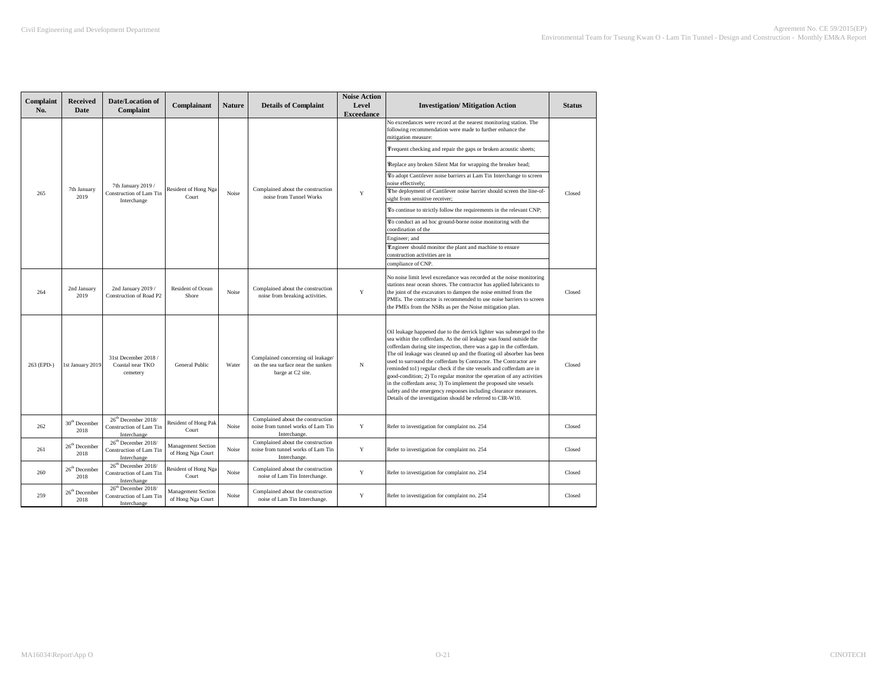| Complaint No. | Received Date | Date/Location of Complaint | Complainant | Nature | Details of Complaint | Noise Action Level Exceedance | Investigation/ Mitigation Action | Status |
|---|---|---|---|---|---|---|---|---|
| 265 | 7th January 2019 | 7th January 2019 / Construction of Lam Tin Interchange | Resident of Hong Nga Court | Noise | Complained about the construction noise from Tunnel Works | Y | No exceedances were record at the nearest monitoring station. The following recommendation were made to further enhance the mitigation measure:<br>Frequent checking and repair the gaps or broken acoustic sheets;<br>Replace any broken Silent Mat for wrapping the breaker head;<br>To adopt Cantilever noise barriers at Lam Tin Interchange to screen noise effectively;<br>The deployment of Cantilever noise barrier should screen the line-of-sight from sensitive receiver;<br>To continue to strictly follow the requirements in the relevant CNP;<br>To conduct an ad hoc ground-borne noise monitoring with the coordination of the<br>Engineer; and<br>Engineer should monitor the plant and machine to ensure construction activities are in<br>compliance of CNP. | Closed |
| 264 | 2nd January 2019 | 2nd January 2019 / Construction of Road P2 | Resident of Ocean Shore | Noise | Complained about the construction noise from breaking activities. | Y | No noise limit level exceedance was recorded at the noise monitoring stations near ocean shores. The contractor has applied lubricants to the joint of the excavators to dampen the noise emitted from the PMEs. The contractor is recommended to use noise barriers to screen the PMEs from the NSRs as per the Noise mitigation plan. | Closed |
| 263 (EPD-) | 1st January 2019 | 31st December 2018 / Coastal near TKO cemetery | General Public | Water | Complained concerning oil leakage/ on the sea surface near the sunken barge at C2 site. | N | Oil leakage happened due to the derrick lighter was submerged to the sea within the cofferdam. As the oil leakage was found outside the cofferdam during site inspection, there was a gap in the cofferdam. The oil leakage was cleaned up and the floating oil absorber has been used to surround the cofferdam by Contractor. The Contractor are reminded to1) regular check if the site vessels and cofferdam are in good-condition; 2) To regular monitor the operation of any activities in the cofferdam area; 3) To implement the proposed site vessels safety and the emergency responses including clearance measures. Details of the investigation should be referred to CIR-W10. | Closed |
| 262 | 30th December 2018 | 26th December 2018/ Construction of Lam Tin Interchange | Resident of Hong Pak Court | Noise | Complained about the construction noise from tunnel works of Lam Tin Interchange. | Y | Refer to investigation for complaint no. 254 | Closed |
| 261 | 26th December 2018 | 26th December 2018/ Construction of Lam Tin Interchange | Management Section of Hong Nga Court | Noise | Complained about the construction noise from tunnel works of Lam Tin Interchange. | Y | Refer to investigation for complaint no. 254 | Closed |
| 260 | 26th December 2018 | 26th December 2018/ Construction of Lam Tin Interchange | Resident of Hong Nga Court | Noise | Complained about the construction noise of Lam Tin Interchange. | Y | Refer to investigation for complaint no. 254 | Closed |
| 259 | 26th December 2018 | 26th December 2018/ Construction of Lam Tin Interchange | Management Section of Hong Nga Court | Noise | Complained about the construction noise of Lam Tin Interchange. | Y | Refer to investigation for complaint no. 254 | Closed |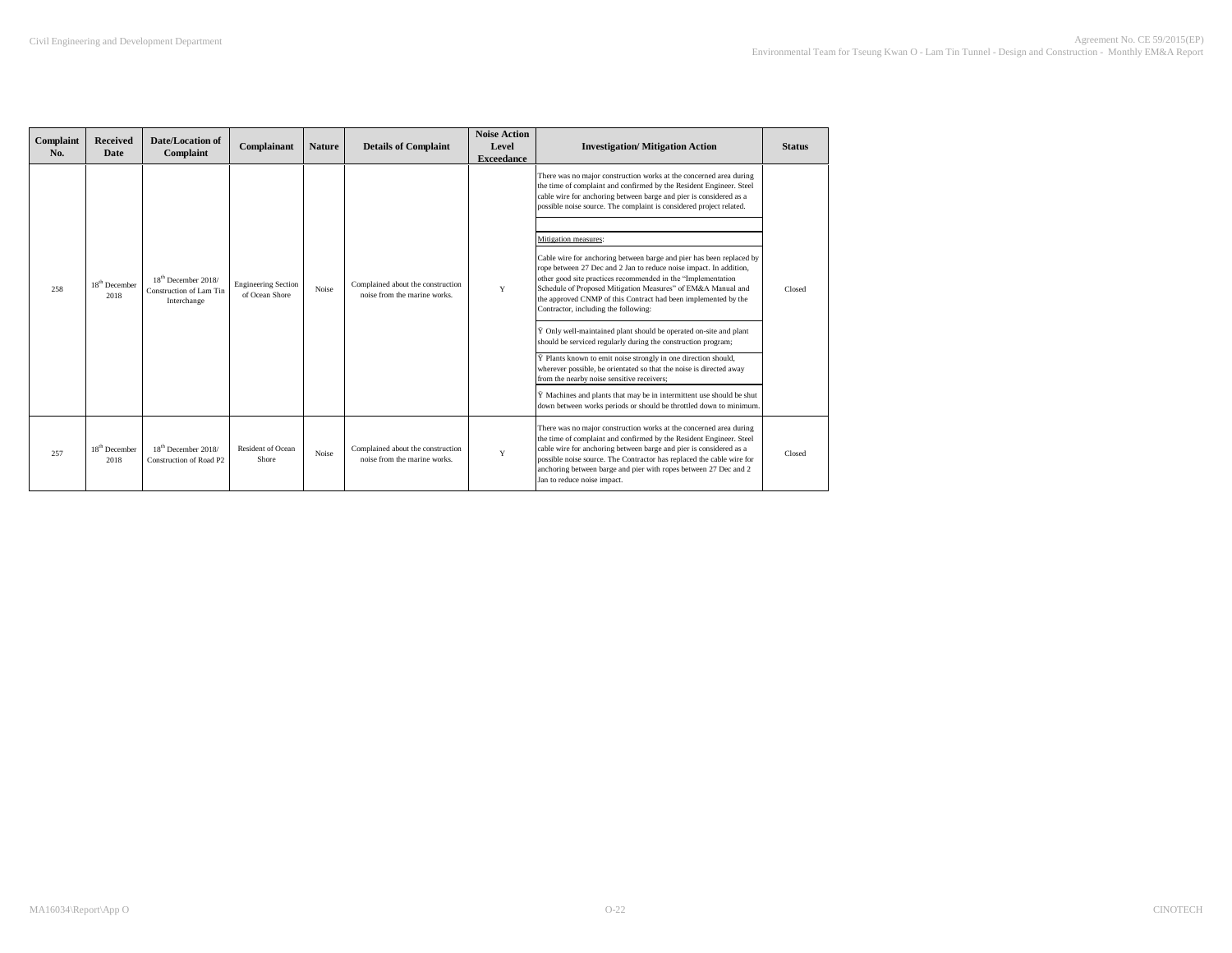| Complaint No. | Received Date | Date/Location of Complaint | Complainant | Nature | Details of Complaint | Noise Action Level Exceedance | Investigation/ Mitigation Action | Status |
|---|---|---|---|---|---|---|---|---|
| 258 | 18th December 2018 | 18th December 2018/ Construction of Lam Tin Interchange | Engineering Section of Ocean Shore | Noise | Complained about the construction noise from the marine works. | Y | There was no major construction works at the concerned area during the time of complaint and confirmed by the Resident Engineer. Steel cable wire for anchoring between barge and pier is considered as a possible noise source. The complaint is considered project related.<br><br>Mitigation measures:<br><br>Cable wire for anchoring between barge and pier has been replaced by rope between 27 Dec and 2 Jan to reduce noise impact. In addition, other good site practices recommended in the "Implementation Schedule of Proposed Mitigation Measures" of EM&A Manual and the approved CNMP of this Contract had been implemented by the Contractor, including the following:<br><br>Ÿ Only well-maintained plant should be operated on-site and plant should be serviced regularly during the construction program;<br><br>Ÿ Plants known to emit noise strongly in one direction should, wherever possible, be orientated so that the noise is directed away from the nearby noise sensitive receivers;<br><br>Ÿ Machines and plants that may be in intermittent use should be shut down between works periods or should be throttled down to minimum. | Closed |
| 257 | 18th December 2018 | 18th December 2018/ Construction of Road P2 | Resident of Ocean Shore | Noise | Complained about the construction noise from the marine works. | Y | There was no major construction works at the concerned area during the time of complaint and confirmed by the Resident Engineer. Steel cable wire for anchoring between barge and pier is considered as a possible noise source. The Contractor has replaced the cable wire for anchoring between barge and pier with ropes between 27 Dec and 2 Jan to reduce noise impact. | Closed |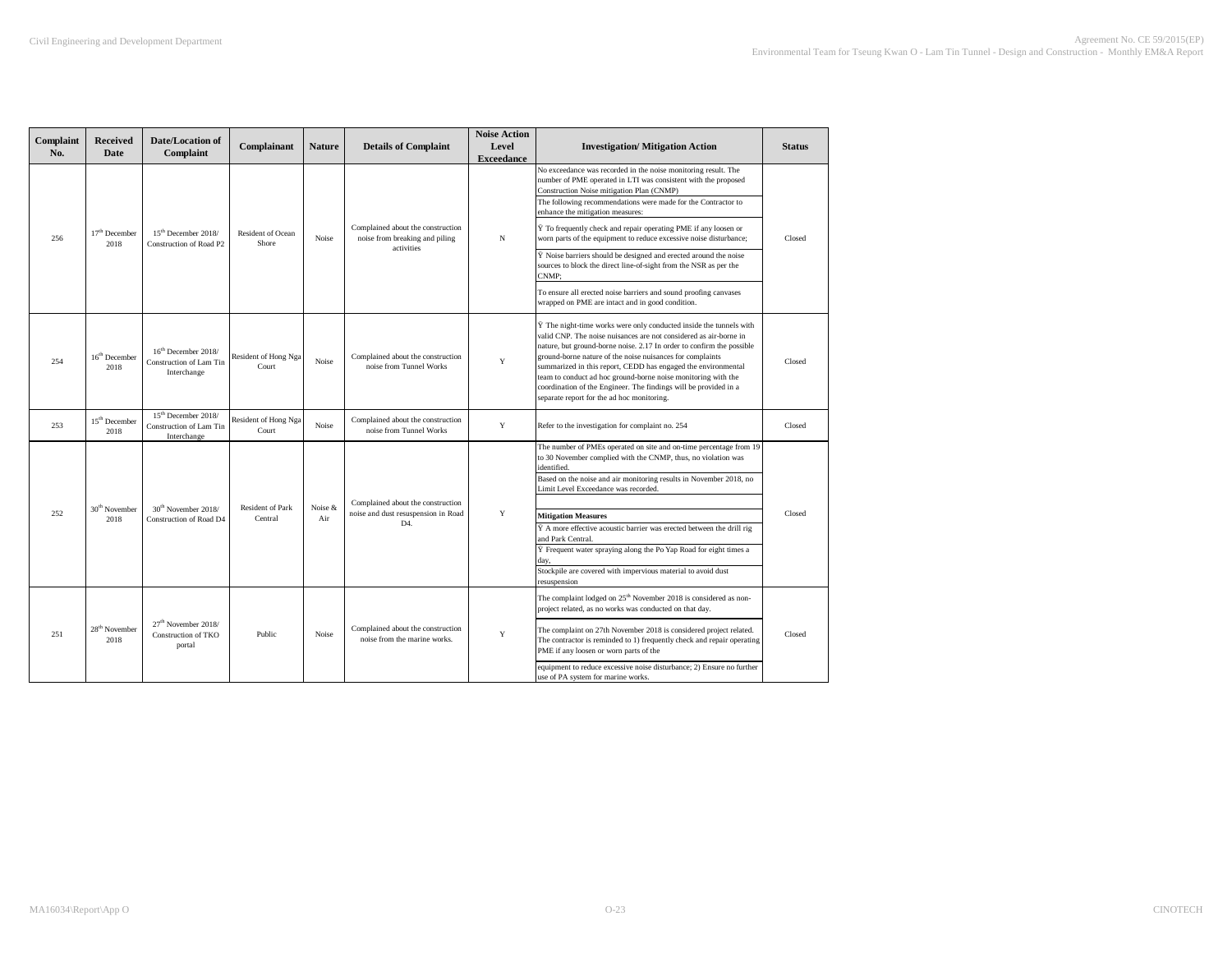| Complaint No. | Received Date | Date/Location of Complaint | Complainant | Nature | Details of Complaint | Noise Action Level Exceedance | Investigation/ Mitigation Action | Status |
|---|---|---|---|---|---|---|---|---|
| 256 | 17th December 2018 | 15th December 2018/ Construction of Road P2 | Resident of Ocean Shore | Noise | Complained about the construction noise from breaking and piling activities | N | No exceedance was recorded in the noise monitoring result. The number of PME operated in LTI was consistent with the proposed Construction Noise mitigation Plan (CNMP)<br>The following recommendations were made for the Contractor to enhance the mitigation measures:<br>Ÿ To frequently check and repair operating PME if any loosen or worn parts of the equipment to reduce excessive noise disturbance;<br>Ÿ Noise barriers should be designed and erected around the noise sources to block the direct line-of-sight from the NSR as per the CNMP;<br>To ensure all erected noise barriers and sound proofing canvases wrapped on PME are intact and in good condition. | Closed |
| 254 | 16th December 2018 | 16th December 2018/ Construction of Lam Tin Interchange | Resident of Hong Nga Court | Noise | Complained about the construction noise from Tunnel Works | Y | Ÿ The night-time works were only conducted inside the tunnels with valid CNP. The noise nuisances are not considered as air-borne in nature, but ground-borne noise. 2.17 In order to confirm the possible ground-borne nature of the noise nuisances for complaints summarized in this report, CEDD has engaged the environmental team to conduct ad hoc ground-borne noise monitoring with the coordination of the Engineer. The findings will be provided in a separate report for the ad hoc monitoring. | Closed |
| 253 | 15th December 2018 | 15th December 2018/ Construction of Lam Tin Interchange | Resident of Hong Nga Court | Noise | Complained about the construction noise from Tunnel Works | Y | Refer to the investigation for complaint no. 254 | Closed |
| 252 | 30th November 2018 | 30th November 2018/ Construction of Road D4 | Resident of Park Central | Noise & Air | Complained about the construction noise and dust resuspension in Road D4. | Y | The number of PMEs operated on site and on-time percentage from 19 to 30 November complied with the CNMP, thus, no violation was identified.<br>Based on the noise and air monitoring results in November 2018, no Limit Level Exceedance was recorded.<br>**Mitigation Measures**<br>Ÿ A more effective acoustic barrier was erected between the drill rig and Park Central.<br>Ÿ Frequent water spraying along the Po Yap Road for eight times a day,<br>Stockpile are covered with impervious material to avoid dust resuspension | Closed |
| 251 | 28th November 2018 | 27th November 2018/ Construction of TKO portal | Public | Noise | Complained about the construction noise from the marine works. | Y | The complaint lodged on 25th November 2018 is considered as non-project related, as no works was conducted on that day.<br>The complaint on 27th November 2018 is considered project related. The contractor is reminded to 1) frequently check and repair operating PME if any loosen or worn parts of the equipment to reduce excessive noise disturbance; 2) Ensure no further use of PA system for marine works. | Closed |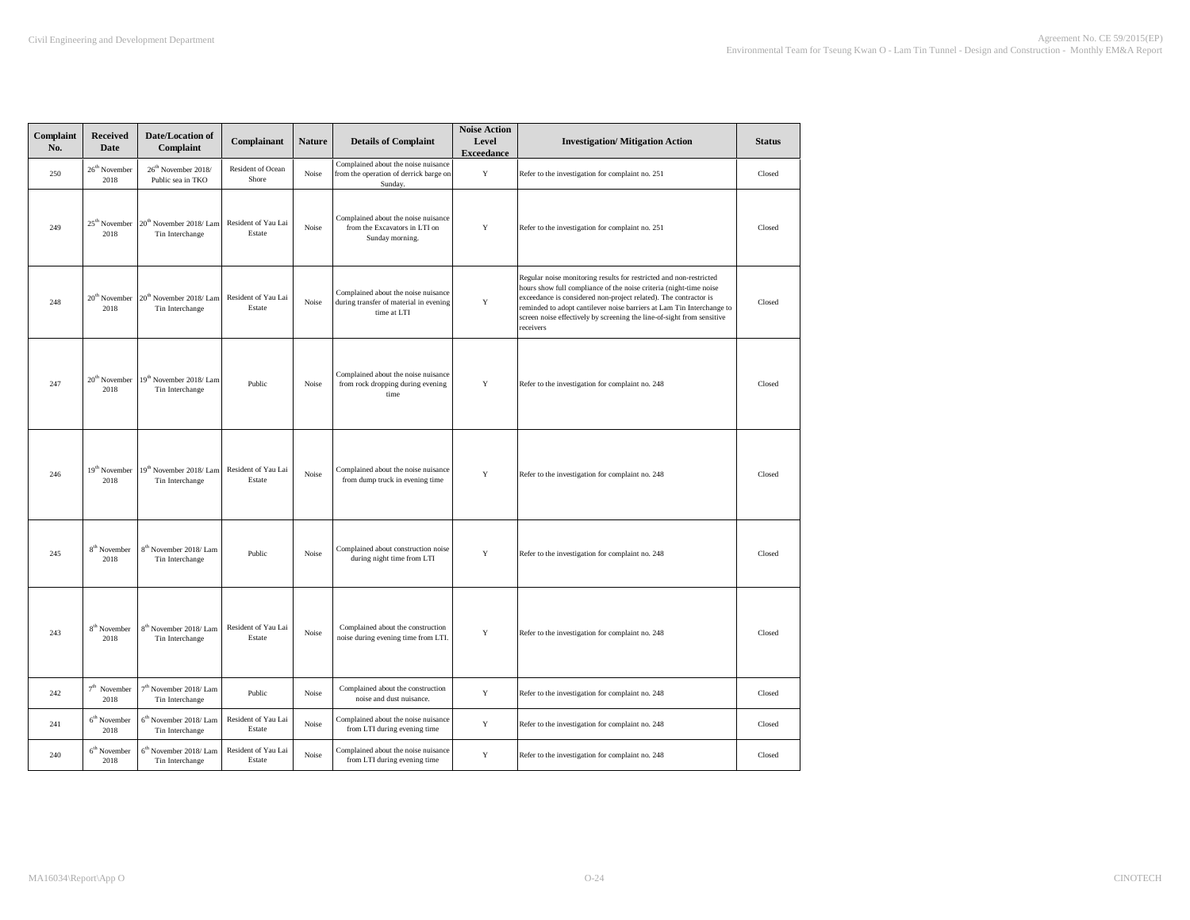| Complaint No. | Received Date | Date/Location of Complaint | Complainant | Nature | Details of Complaint | Noise Action Level Exceedance | Investigation/ Mitigation Action | Status |
|---|---|---|---|---|---|---|---|---|
| 250 | 26th November 2018 | 26th November 2018/ Public sea in TKO | Resident of Ocean Shore | Noise | Complained about the noise nuisance from the operation of derrick barge on Sunday. | Y | Refer to the investigation for complaint no. 251 | Closed |
| 249 | 25th November 2018 | 20th November 2018/ Lam Tin Interchange | Resident of Yau Lai Estate | Noise | Complained about the noise nuisance from the Excavators in LTI on Sunday morning. | Y | Refer to the investigation for complaint no. 251 | Closed |
| 248 | 20th November 2018 | 20th November 2018/ Lam Tin Interchange | Resident of Yau Lai Estate | Noise | Complained about the noise nuisance during transfer of material in evening time at LTI | Y | Regular noise monitoring results for restricted and non-restricted hours show full compliance of the noise criteria (night-time noise exceedance is considered non-project related). The contractor is reminded to adopt cantilever noise barriers at Lam Tin Interchange to screen noise effectively by screening the line-of-sight from sensitive receivers | Closed |
| 247 | 20th November 2018 | 19th November 2018/ Lam Tin Interchange | Public | Noise | Complained about the noise nuisance from rock dropping during evening time | Y | Refer to the investigation for complaint no. 248 | Closed |
| 246 | 19th November 2018 | 19th November 2018/ Lam Tin Interchange | Resident of Yau Lai Estate | Noise | Complained about the noise nuisance from dump truck in evening time | Y | Refer to the investigation for complaint no. 248 | Closed |
| 245 | 8th November 2018 | 8th November 2018/ Lam Tin Interchange | Public | Noise | Complained about construction noise during night time from LTI | Y | Refer to the investigation for complaint no. 248 | Closed |
| 243 | 8th November 2018 | 8th November 2018/ Lam Tin Interchange | Resident of Yau Lai Estate | Noise | Complained about the construction noise during evening time from LTI. | Y | Refer to the investigation for complaint no. 248 | Closed |
| 242 | 7th November 2018 | 7th November 2018/ Lam Tin Interchange | Public | Noise | Complained about the construction noise and dust nuisance. | Y | Refer to the investigation for complaint no. 248 | Closed |
| 241 | 6th November 2018 | 6th November 2018/ Lam Tin Interchange | Resident of Yau Lai Estate | Noise | Complained about the noise nuisance from LTI during evening time | Y | Refer to the investigation for complaint no. 248 | Closed |
| 240 | 6th November 2018 | 6th November 2018/ Lam Tin Interchange | Resident of Yau Lai Estate | Noise | Complained about the noise nuisance from LTI during evening time | Y | Refer to the investigation for complaint no. 248 | Closed |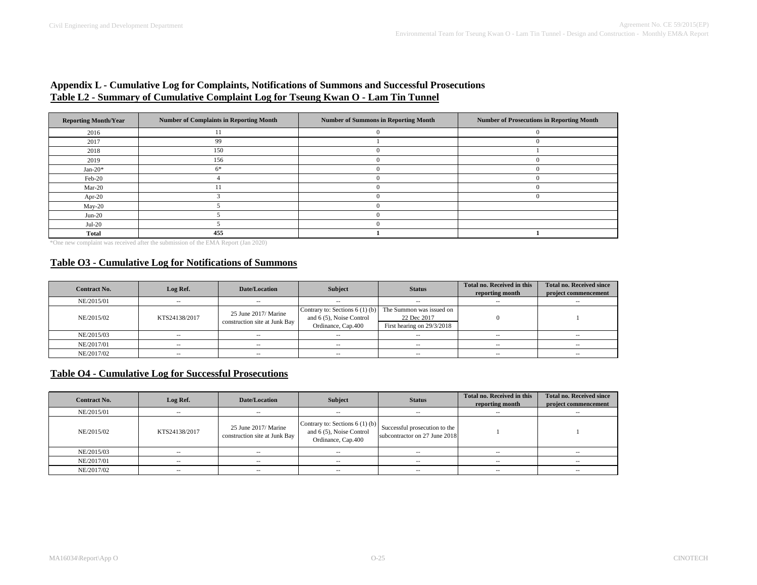## Appendix L - Cumulative Log for Complaints, Notifications of Summons and Successful Prosecutions

### Table L2 - Summary of Cumulative Complaint Log for Tseung Kwan O - Lam Tin Tunnel

| Reporting Month/Year | Number of Complaints in Reporting Month | Number of Summons in Reporting Month | Number of Prosecutions in Reporting Month |
|---|---|---|---|
| 2016 | 11 | 0 | 0 |
| 2017 | 99 | 1 | 0 |
| 2018 | 150 | 0 | 1 |
| 2019 | 156 | 0 | 0 |
| Jan-20* | 6* | 0 | 0 |
| Feb-20 | 4 | 0 | 0 |
| Mar-20 | 11 | 0 | 0 |
| Apr-20 | 3 | 0 | 0 |
| May-20 | 5 | 0 | |
| Jun-20 | 5 | 0 | |
| Jul-20 | 5 | 0 | |
| **Total** | **455** | **1** | **1** |

*One new complaint was received after the submission of the EMA Report (Jan 2020)

### Table O3 - Cumulative Log for Notifications of Summons

| Contract No. | Log Ref. | Date/Location | Subject | Status | Total no. Received in this reporting month | Total no. Received since project commencement |
|---|---|---|---|---|---|---|
| NE/2015/01 | -- | -- | -- | -- | -- | -- |
| NE/2015/02 | KTS24138/2017 | 25 June 2017/ Marine construction site at Junk Bay | Contrary to: Sections 6 (1) (b) and 6 (5), Noise Control Ordinance, Cap.400 | The Summon was issued on 22 Dec 2017<br>First hearing on 29/3/2018 | 0 | 1 |
| NE/2015/03 | -- | -- | -- | -- | -- | -- |
| NE/2017/01 | -- | -- | -- | -- | -- | -- |
| NE/2017/02 | -- | -- | -- | -- | -- | -- |

### Table O4 - Cumulative Log for Successful Prosecutions

| Contract No. | Log Ref. | Date/Location | Subject | Status | Total no. Received in this reporting month | Total no. Received since project commencement |
|---|---|---|---|---|---|---|
| NE/2015/01 | -- | -- | -- | -- | -- | -- |
| NE/2015/02 | KTS24138/2017 | 25 June 2017/ Marine construction site at Junk Bay | Contrary to: Sections 6 (1) (b) and 6 (5), Noise Control Ordinance, Cap.400 | Successful prosecution to the subcontractor on 27 June 2018 | 1 | 1 |
| NE/2015/03 | -- | -- | -- | -- | -- | -- |
| NE/2017/01 | -- | -- | -- | -- | -- | -- |
| NE/2017/02 | -- | -- | -- | -- | -- | -- |